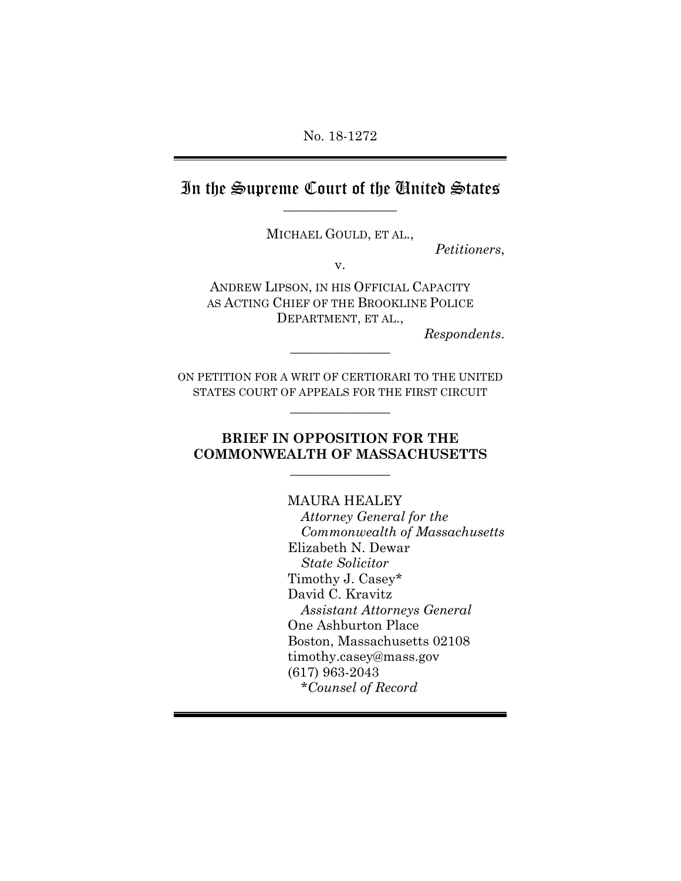No. 18-1272

# In the Supreme Court of the United States

MICHAEL GOULD, ET AL.,

*Petitioners*,

v.

ANDREW LIPSON, IN HIS OFFICIAL CAPACITY AS ACTING CHIEF OF THE BROOKLINE POLICE DEPARTMENT, ET AL.,

*Respondents*.

ON PETITION FOR A WRIT OF CERTIORARI TO THE UNITED STATES COURT OF APPEALS FOR THE FIRST CIRCUIT

## BRIEF IN OPPOSITION FOR THE COMMONWEALTH OF MASSACHUSETTS

MAURA HEALEY
*Attorney General for the Commonwealth of Massachusetts*
Elizabeth N. Dewar
*State Solicitor*
Timothy J. Casey*
David C. Kravitz
*Assistant Attorneys General*
One Ashburton Place
Boston, Massachusetts 02108
timothy.casey@mass.gov
(617) 963-2043
**Counsel of Record*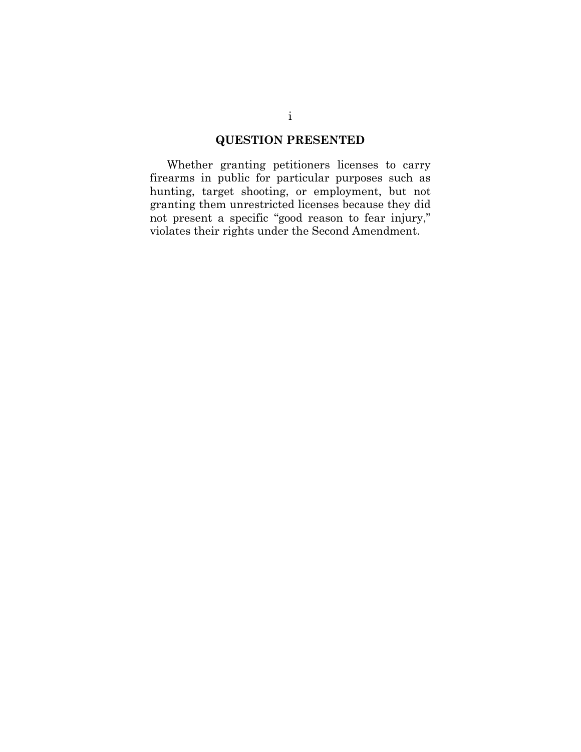## QUESTION PRESENTED

Whether granting petitioners licenses to carry firearms in public for particular purposes such as hunting, target shooting, or employment, but not granting them unrestricted licenses because they did not present a specific "good reason to fear injury," violates their rights under the Second Amendment.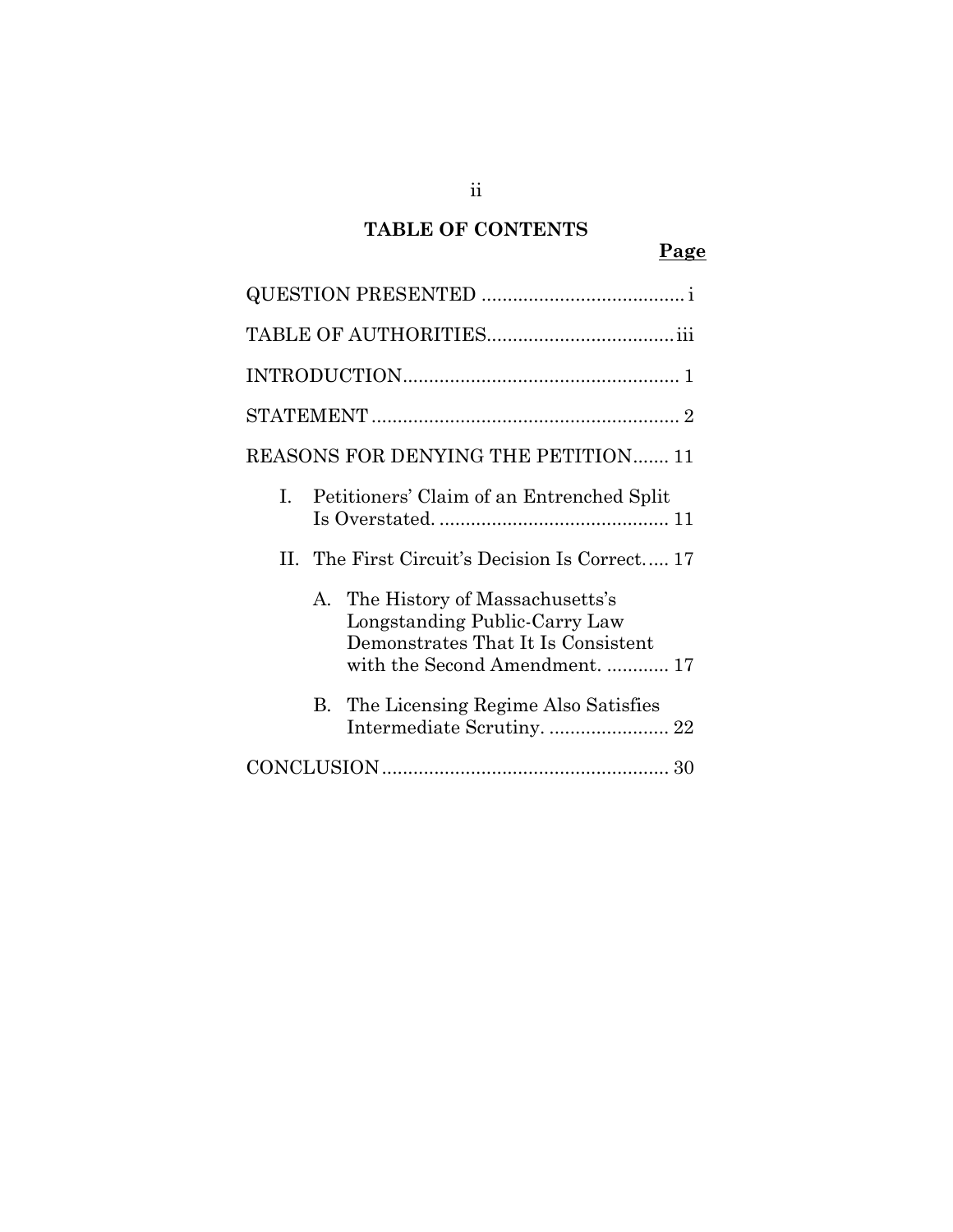# TABLE OF CONTENTS

**Page**

QUESTION PRESENTED ....................................... i

TABLE OF AUTHORITIES.................................... iii

INTRODUCTION..................................................... 1

STATEMENT ........................................................... 2

REASONS FOR DENYING THE PETITION....... 11

- I. Petitioners' Claim of an Entrenched Split Is Overstated. ............................................ 11
- II. The First Circuit's Decision Is Correct..... 17
  - A. The History of Massachusetts's Longstanding Public-Carry Law Demonstrates That It Is Consistent with the Second Amendment. ............ 17
  - B. The Licensing Regime Also Satisfies Intermediate Scrutiny. ....................... 22

CONCLUSION....................................................... 30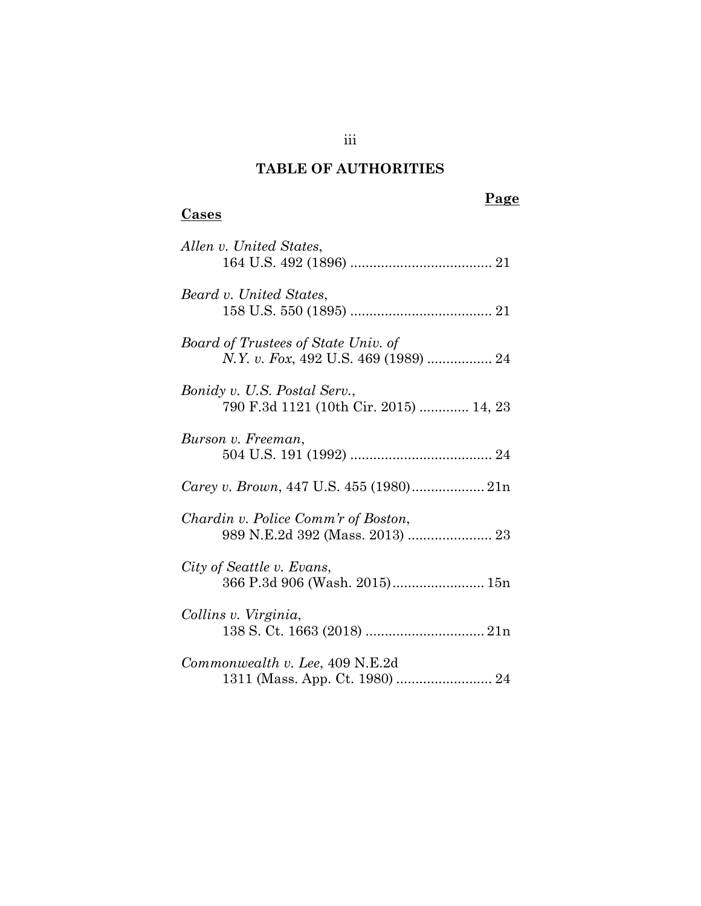# TABLE OF AUTHORITIES

**Page**

**Cases**

*Allen v. United States*, 164 U.S. 492 (1896) ..................................... 21

*Beard v. United States*, 158 U.S. 550 (1895) ..................................... 21

*Board of Trustees of State Univ. of N.Y. v. Fox*, 492 U.S. 469 (1989) ................. 24

*Bonidy v. U.S. Postal Serv.*, 790 F.3d 1121 (10th Cir. 2015) ............ 14, 23

*Burson v. Freeman*, 504 U.S. 191 (1992) ..................................... 24

*Carey v. Brown*, 447 U.S. 455 (1980)................... 21n

*Chardin v. Police Comm'r of Boston*, 989 N.E.2d 392 (Mass. 2013) ...................... 23

*City of Seattle v. Evans*, 366 P.3d 906 (Wash. 2015)........................ 15n

*Collins v. Virginia*, 138 S. Ct. 1663 (2018) ............................... 21n

*Commonwealth v. Lee*, 409 N.E.2d 1311 (Mass. App. Ct. 1980) ......................... 24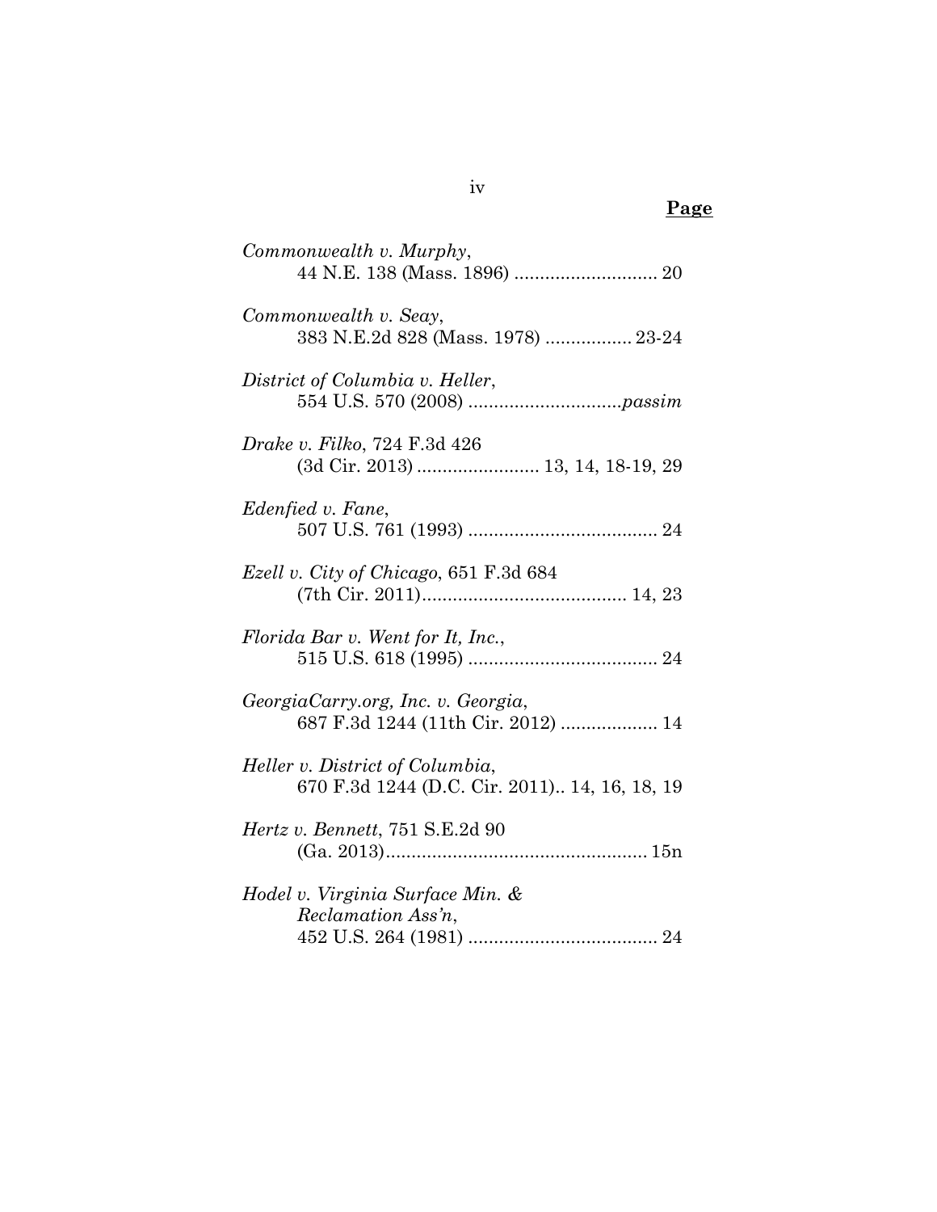**Page**

*Commonwealth v. Murphy*,
44 N.E. 138 (Mass. 1896) ............................ 20

*Commonwealth v. Seay*,
383 N.E.2d 828 (Mass. 1978) ................. 23-24

*District of Columbia v. Heller*,
554 U.S. 570 (2008) ..............................*passim*

*Drake v. Filko*, 724 F.3d 426
(3d Cir. 2013) ........................ 13, 14, 18-19, 29

*Edenfied v. Fane*,
507 U.S. 761 (1993) ..................................... 24

*Ezell v. City of Chicago*, 651 F.3d 684
(7th Cir. 2011)........................................ 14, 23

*Florida Bar v. Went for It, Inc.*,
515 U.S. 618 (1995) ..................................... 24

*GeorgiaCarry.org, Inc. v. Georgia*,
687 F.3d 1244 (11th Cir. 2012) ................... 14

*Heller v. District of Columbia*,
670 F.3d 1244 (D.C. Cir. 2011).. 14, 16, 18, 19

*Hertz v. Bennett*, 751 S.E.2d 90
(Ga. 2013)................................................... 15n

*Hodel v. Virginia Surface Min. & Reclamation Ass'n*,
452 U.S. 264 (1981) ..................................... 24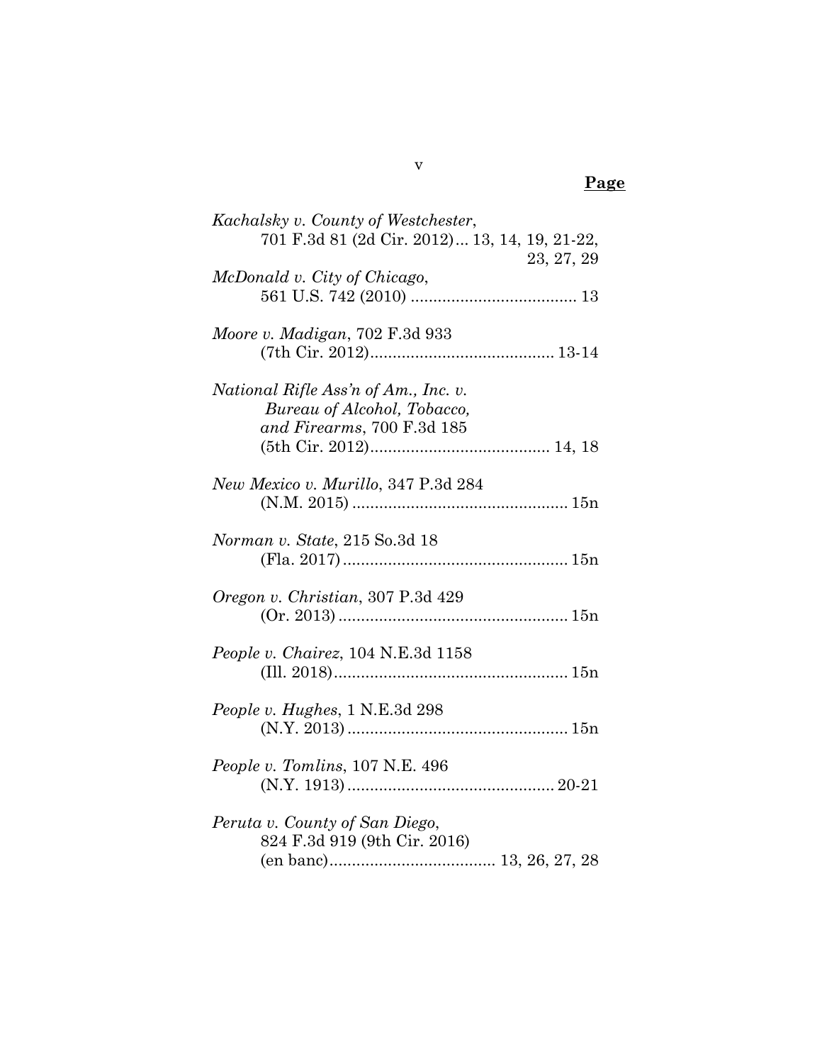**Page**

*Kachalsky v. County of Westchester*, 701 F.3d 81 (2d Cir. 2012)... 13, 14, 19, 21-22, 23, 27, 29

*McDonald v. City of Chicago*, 561 U.S. 742 (2010) ..................................... 13

*Moore v. Madigan*, 702 F.3d 933 (7th Cir. 2012)......................................... 13-14

*National Rifle Ass'n of Am., Inc. v. Bureau of Alcohol, Tobacco, and Firearms*, 700 F.3d 185 (5th Cir. 2012)........................................ 14, 18

*New Mexico v. Murillo*, 347 P.3d 284 (N.M. 2015) ................................................ 15n

*Norman v. State*, 215 So.3d 18 (Fla. 2017) .................................................. 15n

*Oregon v. Christian*, 307 P.3d 429 (Or. 2013) .................................................. 15n

*People v. Chairez*, 104 N.E.3d 1158 (Ill. 2018).................................................... 15n

*People v. Hughes*, 1 N.E.3d 298 (N.Y. 2013) ................................................ 15n

*People v. Tomlins*, 107 N.E. 496 (N.Y. 1913) ............................................. 20-21

*Peruta v. County of San Diego*, 824 F.3d 919 (9th Cir. 2016) (en banc)..................................... 13, 26, 27, 28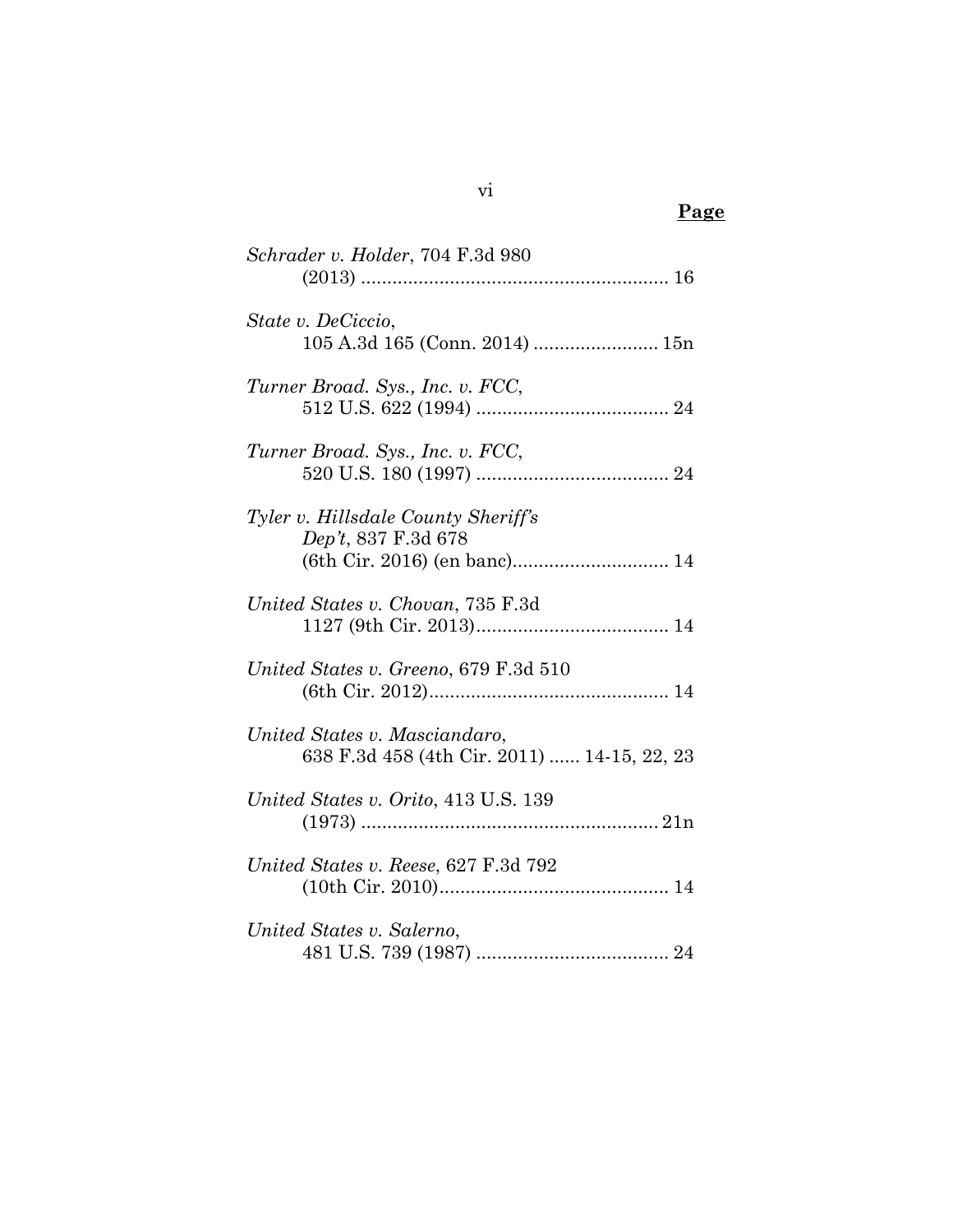**Page**

*Schrader v. Holder*, 704 F.3d 980 (2013) .......................................................... 16

*State v. DeCiccio*, 105 A.3d 165 (Conn. 2014) ........................ 15n

*Turner Broad. Sys., Inc. v. FCC*, 512 U.S. 622 (1994) ..................................... 24

*Turner Broad. Sys., Inc. v. FCC*, 520 U.S. 180 (1997) ..................................... 24

*Tyler v. Hillsdale County Sheriff's Dep't*, 837 F.3d 678 (6th Cir. 2016) (en banc).............................. 14

*United States v. Chovan*, 735 F.3d 1127 (9th Cir. 2013)..................................... 14

*United States v. Greeno*, 679 F.3d 510 (6th Cir. 2012)............................................... 14

*United States v. Masciandaro*, 638 F.3d 458 (4th Cir. 2011) ...... 14-15, 22, 23

*United States v. Orito*, 413 U.S. 139 (1973) ......................................................... 21n

*United States v. Reese*, 627 F.3d 792 (10th Cir. 2010)............................................ 14

*United States v. Salerno*, 481 U.S. 739 (1987) ..................................... 24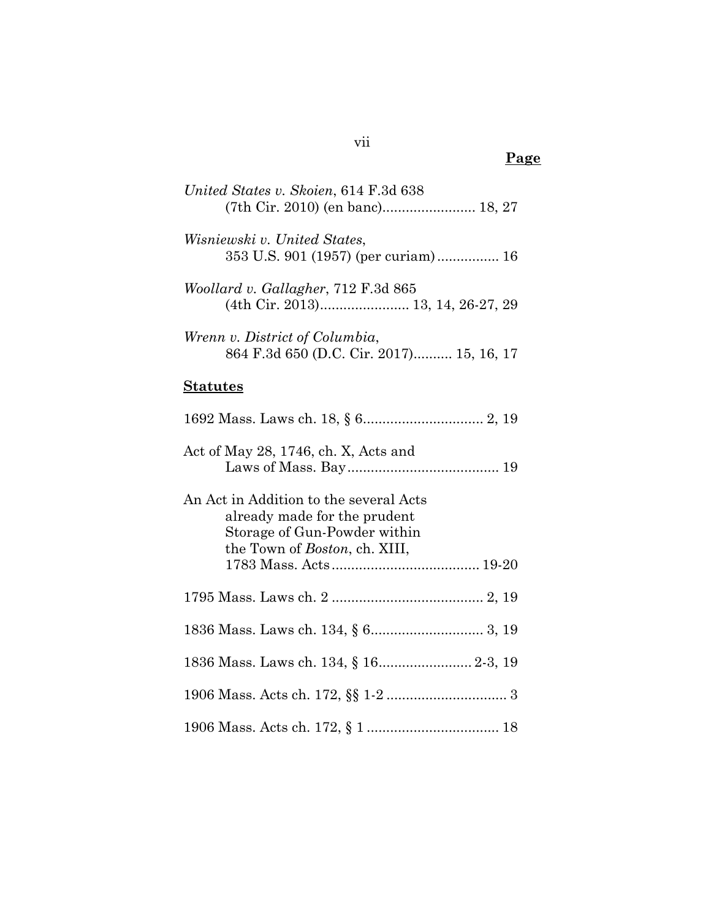**Page**

*United States v. Skoien*, 614 F.3d 638 (7th Cir. 2010) (en banc)........................ 18, 27

*Wisniewski v. United States*, 353 U.S. 901 (1957) (per curiam)................ 16

*Woollard v. Gallagher*, 712 F.3d 865 (4th Cir. 2013)....................... 13, 14, 26-27, 29

*Wrenn v. District of Columbia*, 864 F.3d 650 (D.C. Cir. 2017).......... 15, 16, 17

**Statutes**

1692 Mass. Laws ch. 18, § 6............................... 2, 19

Act of May 28, 1746, ch. X, Acts and Laws of Mass. Bay....................................... 19

An Act in Addition to the several Acts already made for the prudent Storage of Gun-Powder within the Town of *Boston*, ch. XIII, 1783 Mass. Acts...................................... 19-20

1795 Mass. Laws ch. 2 ....................................... 2, 19

1836 Mass. Laws ch. 134, § 6............................. 3, 19

1836 Mass. Laws ch. 134, § 16........................ 2-3, 19

1906 Mass. Acts ch. 172, §§ 1-2 ............................... 3

1906 Mass. Acts ch. 172, § 1 .................................. 18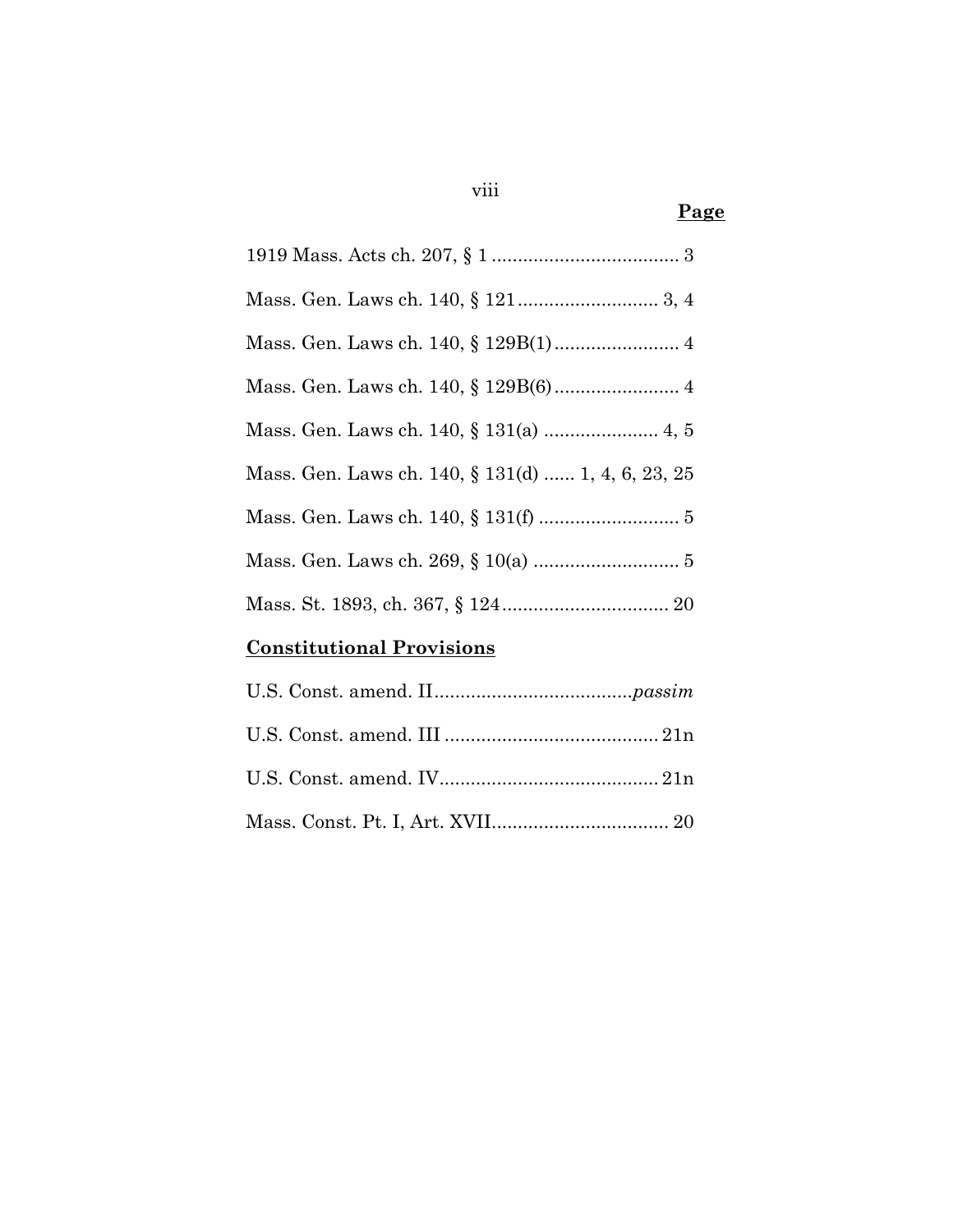**Page**

1919 Mass. Acts ch. 207, § 1 .................................... 3

Mass. Gen. Laws ch. 140, § 121 ........................... 3, 4

Mass. Gen. Laws ch. 140, § 129B(1) ........................ 4

Mass. Gen. Laws ch. 140, § 129B(6) ........................ 4

Mass. Gen. Laws ch. 140, § 131(a) ...................... 4, 5

Mass. Gen. Laws ch. 140, § 131(d) ...... 1, 4, 6, 23, 25

Mass. Gen. Laws ch. 140, § 131(f) ........................... 5

Mass. Gen. Laws ch. 269, § 10(a) ............................ 5

Mass. St. 1893, ch. 367, § 124 ................................ 20

**Constitutional Provisions**

U.S. Const. amend. II......................................*passim*

U.S. Const. amend. III ......................................... 21n

U.S. Const. amend. IV.......................................... 21n

Mass. Const. Pt. I, Art. XVII.................................. 20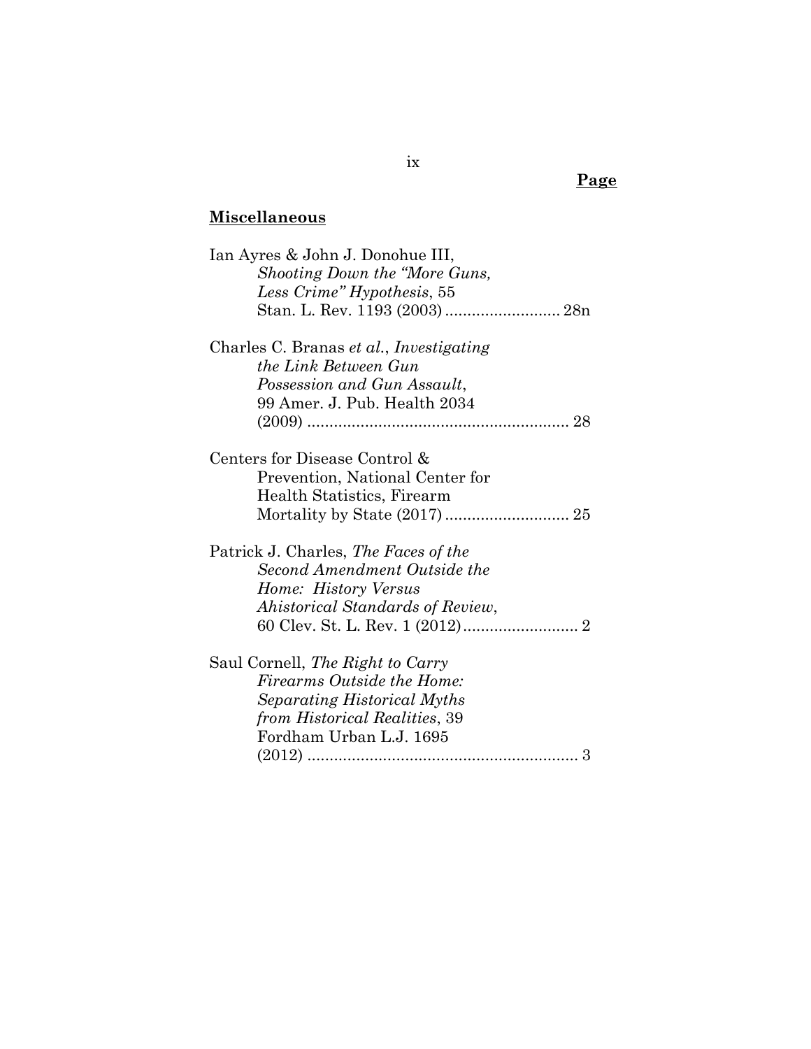**Page**

**Miscellaneous**

Ian Ayres & John J. Donohue III, *Shooting Down the "More Guns, Less Crime" Hypothesis*, 55 Stan. L. Rev. 1193 (2003) .......................... 28n

Charles C. Branas *et al.*, *Investigating the Link Between Gun Possession and Gun Assault*, 99 Amer. J. Pub. Health 2034 (2009) ........................................................... 28

Centers for Disease Control & Prevention, National Center for Health Statistics, Firearm Mortality by State (2017) ............................ 25

Patrick J. Charles, *The Faces of the Second Amendment Outside the Home: History Versus Ahistorical Standards of Review*, 60 Clev. St. L. Rev. 1 (2012) .......................... 2

Saul Cornell, *The Right to Carry Firearms Outside the Home: Separating Historical Myths from Historical Realities*, 39 Fordham Urban L.J. 1695 (2012) ............................................................. 3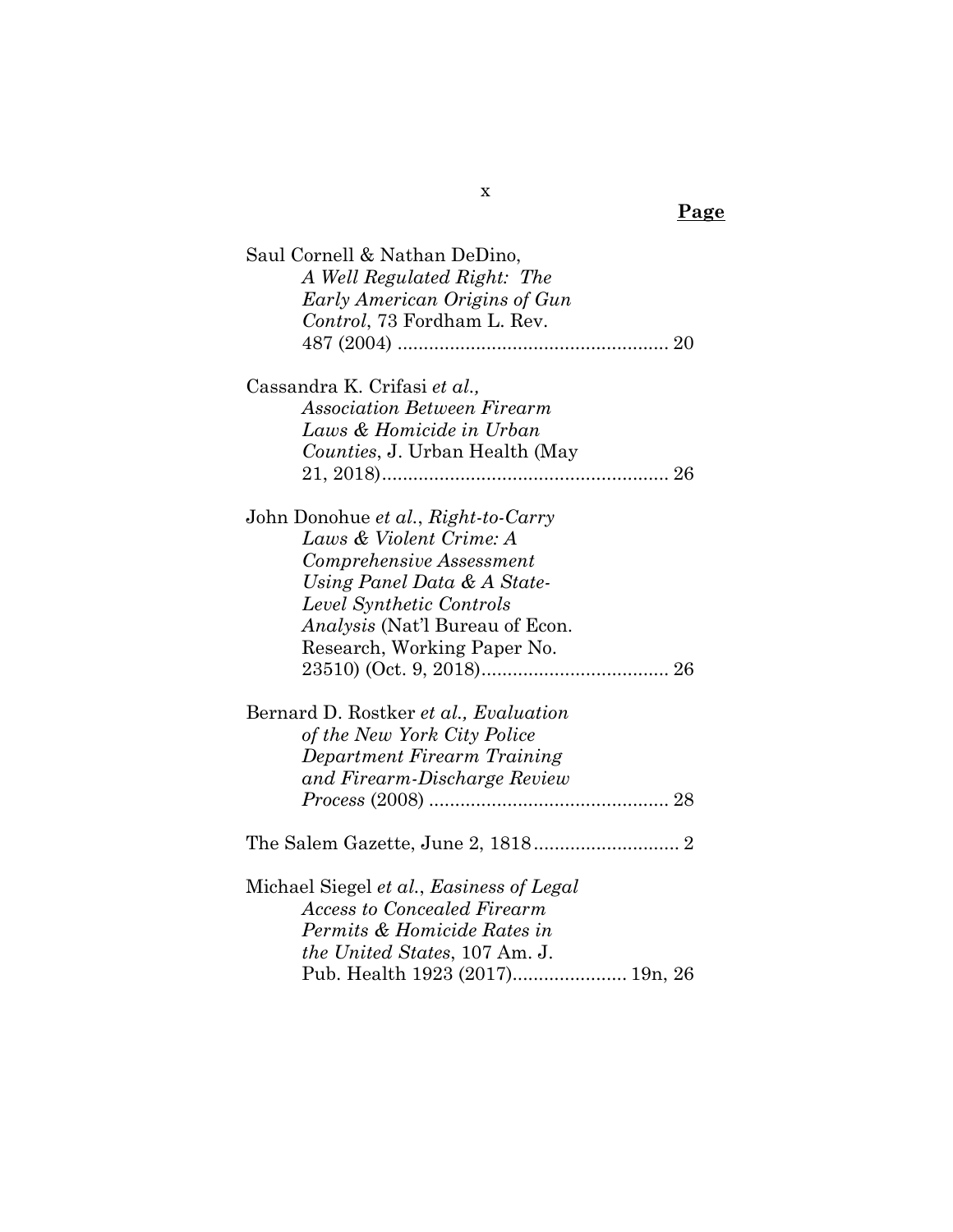**Page**

Saul Cornell & Nathan DeDino, *A Well Regulated Right: The Early American Origins of Gun Control*, 73 Fordham L. Rev. 487 (2004) .................................................... 20

Cassandra K. Crifasi *et al., Association Between Firearm Laws & Homicide in Urban Counties*, J. Urban Health (May 21, 2018)....................................................... 26

John Donohue *et al.*, *Right-to-Carry Laws & Violent Crime: A Comprehensive Assessment Using Panel Data & A State-Level Synthetic Controls Analysis* (Nat'l Bureau of Econ. Research, Working Paper No. 23510) (Oct. 9, 2018).................................... 26

Bernard D. Rostker *et al., Evaluation of the New York City Police Department Firearm Training and Firearm-Discharge Review Process* (2008) .............................................. 28

The Salem Gazette, June 2, 1818............................ 2

Michael Siegel *et al.*, *Easiness of Legal Access to Concealed Firearm Permits & Homicide Rates in the United States*, 107 Am. J. Pub. Health 1923 (2017)...................... 19n, 26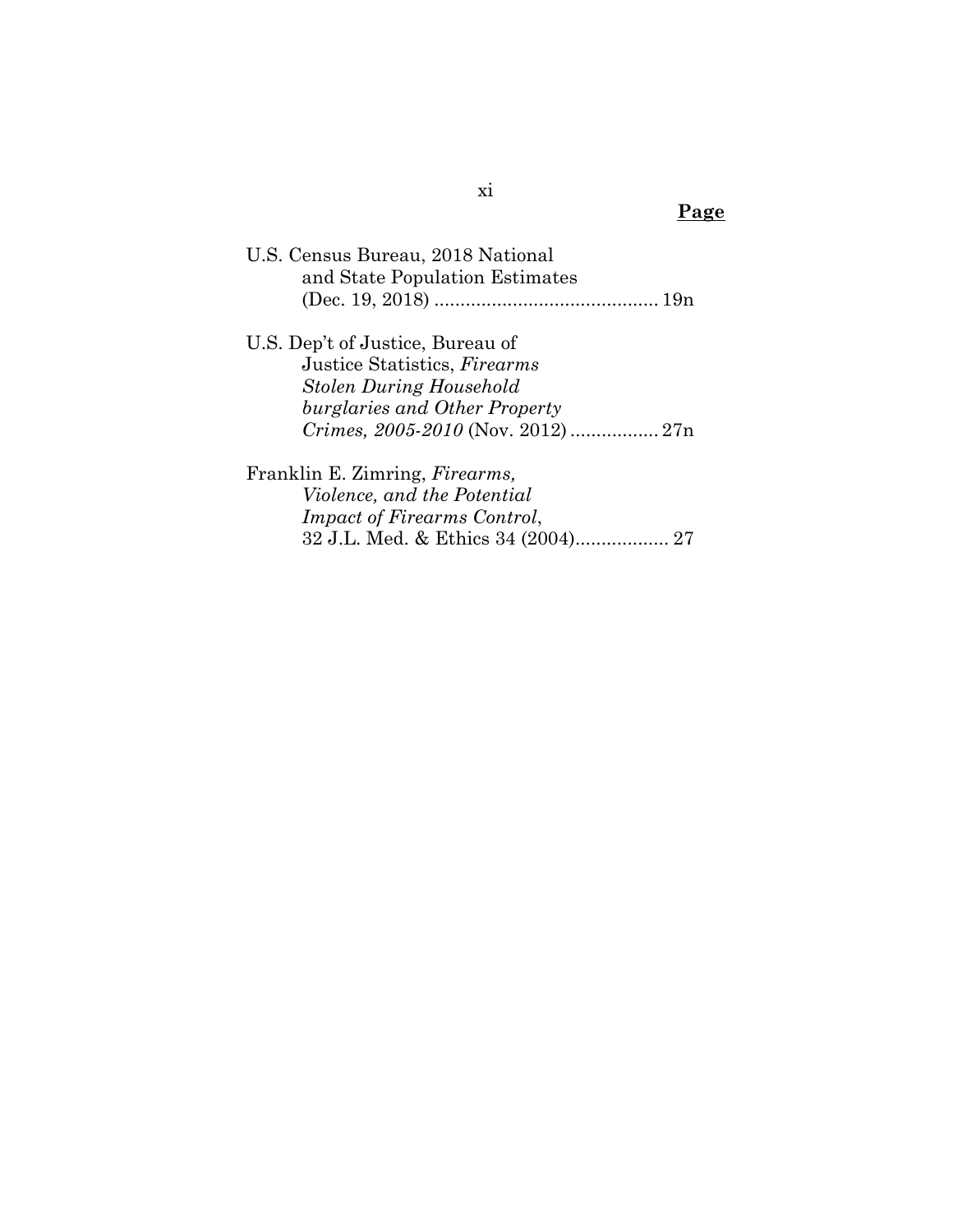**Page**

U.S. Census Bureau, 2018 National and State Population Estimates (Dec. 19, 2018) .......................................... 19n

U.S. Dep't of Justice, Bureau of Justice Statistics, *Firearms Stolen During Household burglaries and Other Property Crimes, 2005-2010* (Nov. 2012) ................. 27n

Franklin E. Zimring, *Firearms, Violence, and the Potential Impact of Firearms Control*, 32 J.L. Med. & Ethics 34 (2004).................. 27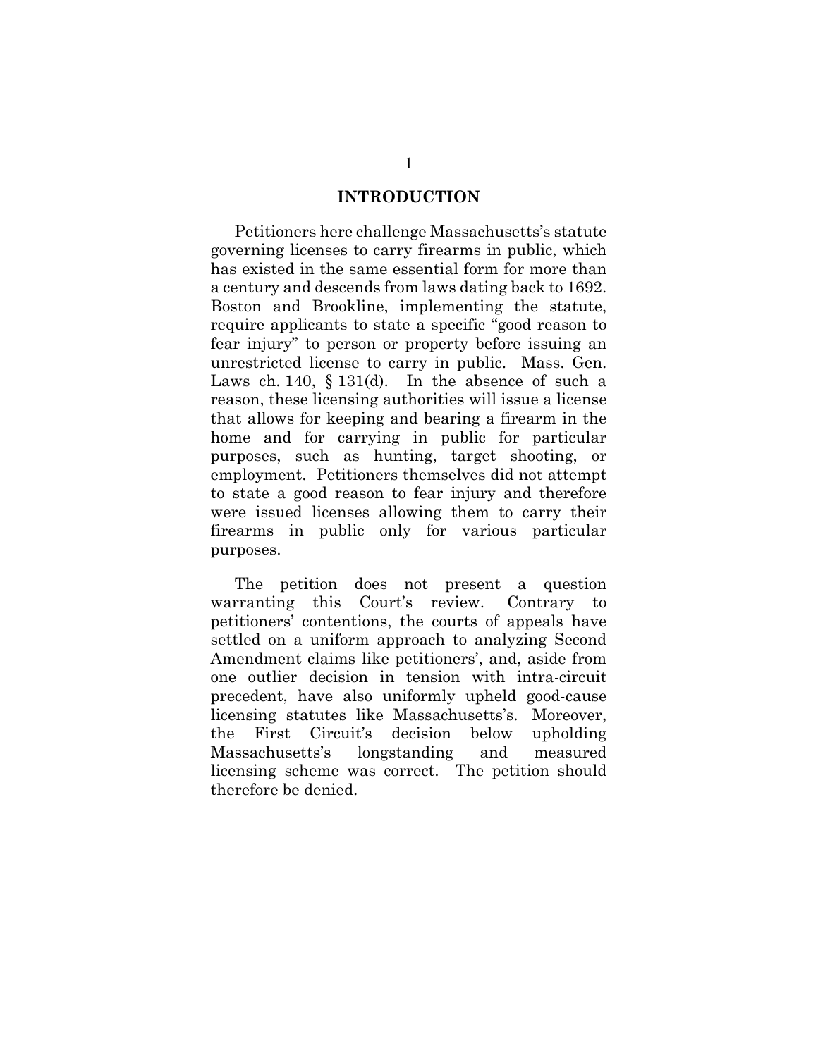## INTRODUCTION

Petitioners here challenge Massachusetts's statute governing licenses to carry firearms in public, which has existed in the same essential form for more than a century and descends from laws dating back to 1692. Boston and Brookline, implementing the statute, require applicants to state a specific "good reason to fear injury" to person or property before issuing an unrestricted license to carry in public. Mass. Gen. Laws ch. 140, § 131(d). In the absence of such a reason, these licensing authorities will issue a license that allows for keeping and bearing a firearm in the home and for carrying in public for particular purposes, such as hunting, target shooting, or employment. Petitioners themselves did not attempt to state a good reason to fear injury and therefore were issued licenses allowing them to carry their firearms in public only for various particular purposes.

The petition does not present a question warranting this Court's review. Contrary to petitioners' contentions, the courts of appeals have settled on a uniform approach to analyzing Second Amendment claims like petitioners', and, aside from one outlier decision in tension with intra-circuit precedent, have also uniformly upheld good-cause licensing statutes like Massachusetts's. Moreover, the First Circuit's decision below upholding Massachusetts's longstanding and measured licensing scheme was correct. The petition should therefore be denied.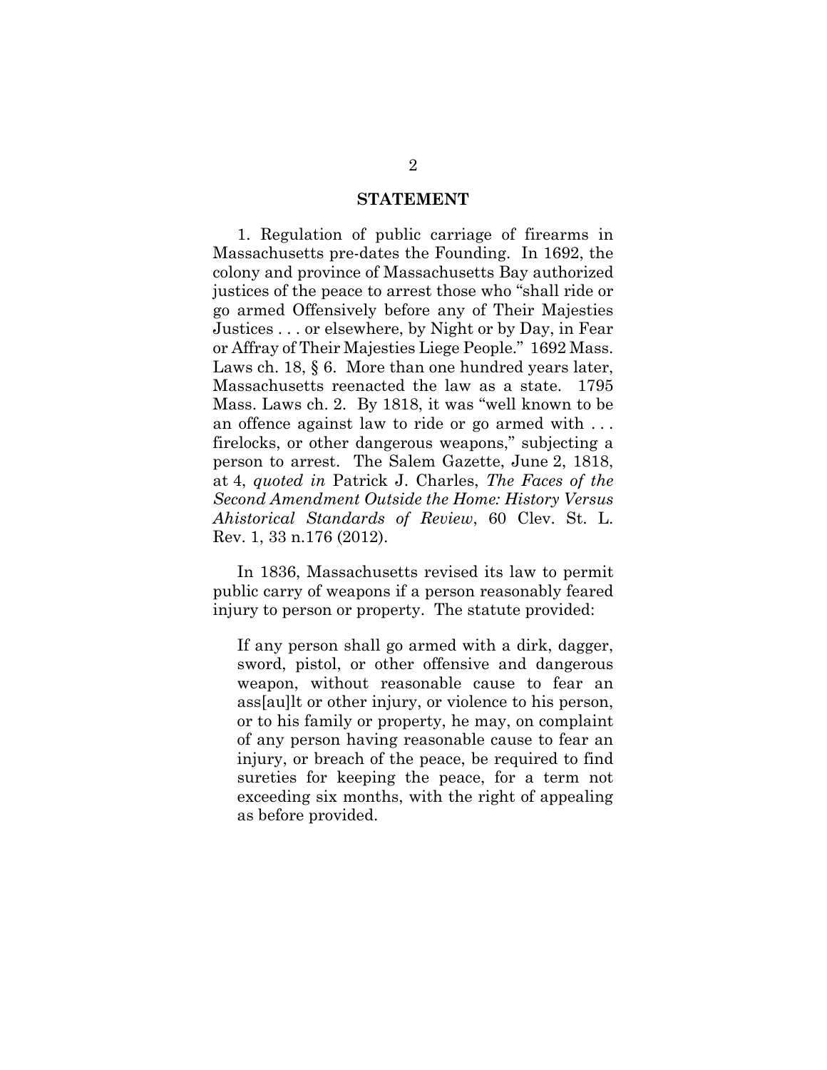## STATEMENT

1. Regulation of public carriage of firearms in Massachusetts pre-dates the Founding. In 1692, the colony and province of Massachusetts Bay authorized justices of the peace to arrest those who "shall ride or go armed Offensively before any of Their Majesties Justices . . . or elsewhere, by Night or by Day, in Fear or Affray of Their Majesties Liege People." 1692 Mass. Laws ch. 18, § 6. More than one hundred years later, Massachusetts reenacted the law as a state. 1795 Mass. Laws ch. 2. By 1818, it was "well known to be an offence against law to ride or go armed with . . . firelocks, or other dangerous weapons," subjecting a person to arrest. The Salem Gazette, June 2, 1818, at 4, *quoted in* Patrick J. Charles, *The Faces of the Second Amendment Outside the Home: History Versus Ahistorical Standards of Review*, 60 Clev. St. L. Rev. 1, 33 n.176 (2012).

In 1836, Massachusetts revised its law to permit public carry of weapons if a person reasonably feared injury to person or property. The statute provided:

> If any person shall go armed with a dirk, dagger, sword, pistol, or other offensive and dangerous weapon, without reasonable cause to fear an ass[au]lt or other injury, or violence to his person, or to his family or property, he may, on complaint of any person having reasonable cause to fear an injury, or breach of the peace, be required to find sureties for keeping the peace, for a term not exceeding six months, with the right of appealing as before provided.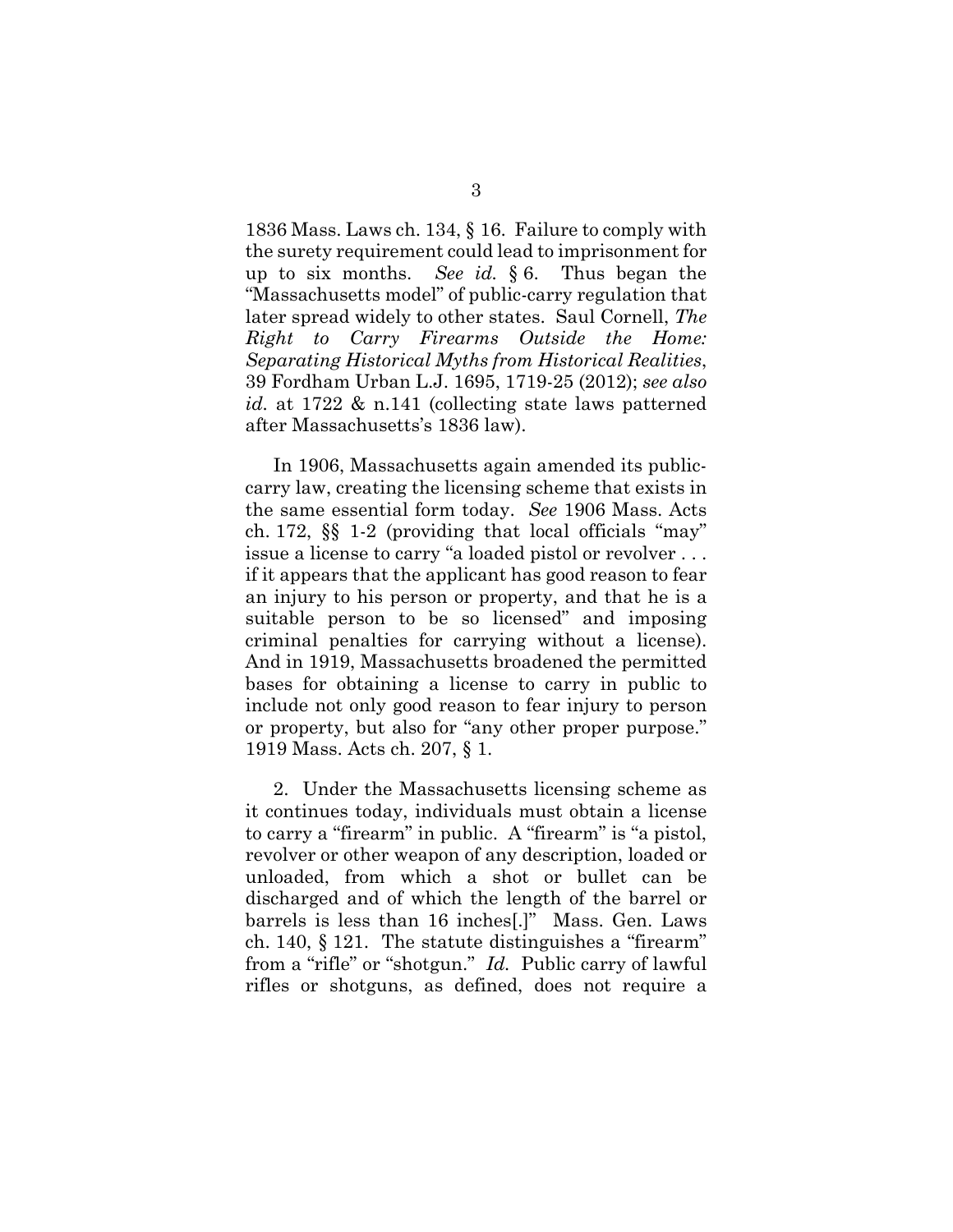1836 Mass. Laws ch. 134, § 16. Failure to comply with the surety requirement could lead to imprisonment for up to six months. *See id.* § 6. Thus began the "Massachusetts model" of public-carry regulation that later spread widely to other states. Saul Cornell, *The Right to Carry Firearms Outside the Home: Separating Historical Myths from Historical Realities*, 39 Fordham Urban L.J. 1695, 1719-25 (2012); *see also id.* at 1722 & n.141 (collecting state laws patterned after Massachusetts's 1836 law).

In 1906, Massachusetts again amended its public-carry law, creating the licensing scheme that exists in the same essential form today. *See* 1906 Mass. Acts ch. 172, §§ 1-2 (providing that local officials "may" issue a license to carry "a loaded pistol or revolver . . . if it appears that the applicant has good reason to fear an injury to his person or property, and that he is a suitable person to be so licensed" and imposing criminal penalties for carrying without a license). And in 1919, Massachusetts broadened the permitted bases for obtaining a license to carry in public to include not only good reason to fear injury to person or property, but also for "any other proper purpose." 1919 Mass. Acts ch. 207, § 1.

2. Under the Massachusetts licensing scheme as it continues today, individuals must obtain a license to carry a "firearm" in public. A "firearm" is "a pistol, revolver or other weapon of any description, loaded or unloaded, from which a shot or bullet can be discharged and of which the length of the barrel or barrels is less than 16 inches[.]" Mass. Gen. Laws ch. 140, § 121. The statute distinguishes a "firearm" from a "rifle" or "shotgun." *Id.* Public carry of lawful rifles or shotguns, as defined, does not require a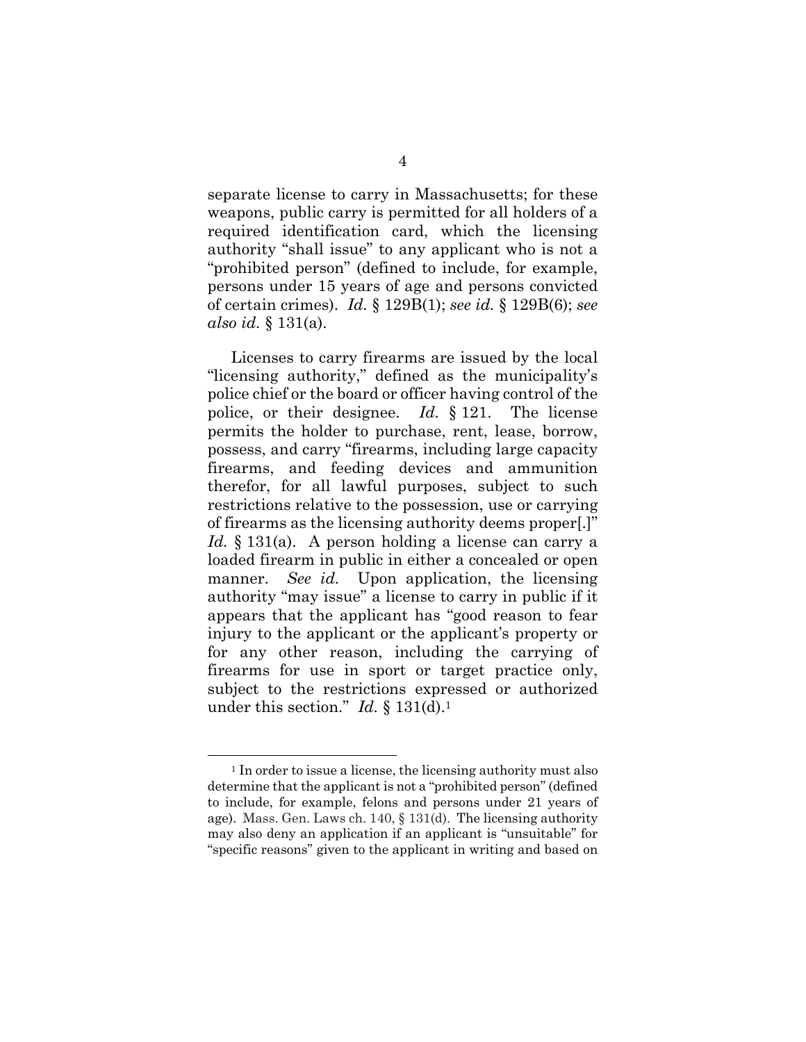separate license to carry in Massachusetts; for these weapons, public carry is permitted for all holders of a required identification card, which the licensing authority "shall issue" to any applicant who is not a "prohibited person" (defined to include, for example, persons under 15 years of age and persons convicted of certain crimes). *Id.* § 129B(1); *see id.* § 129B(6); *see also id.* § 131(a).

Licenses to carry firearms are issued by the local "licensing authority," defined as the municipality's police chief or the board or officer having control of the police, or their designee. *Id.* § 121. The license permits the holder to purchase, rent, lease, borrow, possess, and carry "firearms, including large capacity firearms, and feeding devices and ammunition therefor, for all lawful purposes, subject to such restrictions relative to the possession, use or carrying of firearms as the licensing authority deems proper[.]" *Id.* § 131(a). A person holding a license can carry a loaded firearm in public in either a concealed or open manner. *See id.* Upon application, the licensing authority "may issue" a license to carry in public if it appears that the applicant has "good reason to fear injury to the applicant or the applicant's property or for any other reason, including the carrying of firearms for use in sport or target practice only, subject to the restrictions expressed or authorized under this section." *Id.* § 131(d).[1]

---

[1] In order to issue a license, the licensing authority must also determine that the applicant is not a "prohibited person" (defined to include, for example, felons and persons under 21 years of age). Mass. Gen. Laws ch. 140, § 131(d). The licensing authority may also deny an application if an applicant is "unsuitable" for "specific reasons" given to the applicant in writing and based on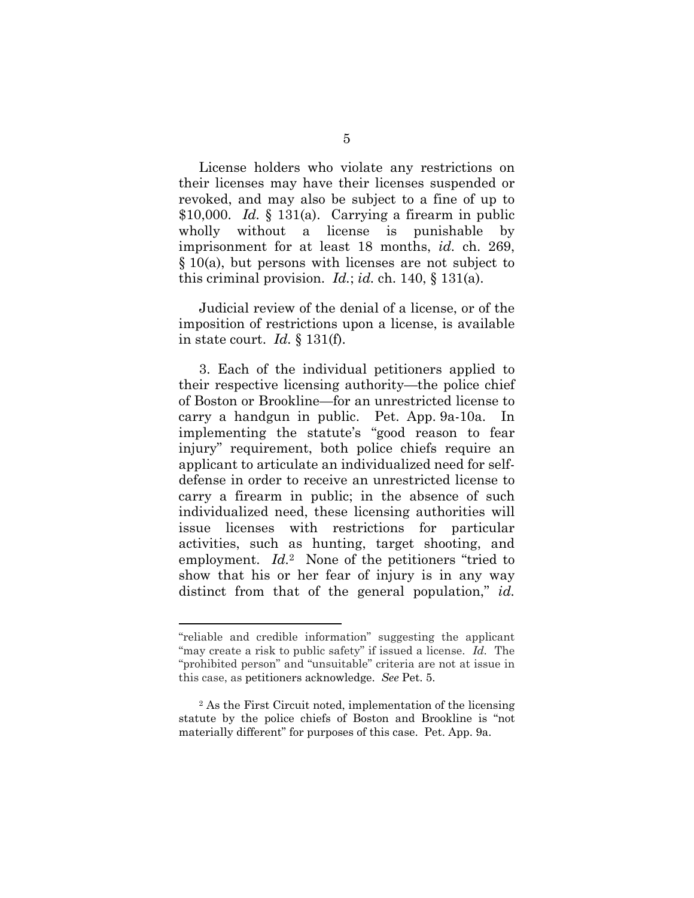License holders who violate any restrictions on their licenses may have their licenses suspended or revoked, and may also be subject to a fine of up to $10,000. *Id.* § 131(a). Carrying a firearm in public wholly without a license is punishable by imprisonment for at least 18 months, *id.* ch. 269, § 10(a), but persons with licenses are not subject to this criminal provision. *Id.*; *id.* ch. 140, § 131(a).

Judicial review of the denial of a license, or of the imposition of restrictions upon a license, is available in state court. *Id.* § 131(f).

3. Each of the individual petitioners applied to their respective licensing authority—the police chief of Boston or Brookline—for an unrestricted license to carry a handgun in public. Pet. App. 9a-10a. In implementing the statute's "good reason to fear injury" requirement, both police chiefs require an applicant to articulate an individualized need for self-defense in order to receive an unrestricted license to carry a firearm in public; in the absence of such individualized need, these licensing authorities will issue licenses with restrictions for particular activities, such as hunting, target shooting, and employment. *Id.*[2] None of the petitioners "tried to show that his or her fear of injury is in any way distinct from that of the general population," *id.*

---

"reliable and credible information" suggesting the applicant "may create a risk to public safety" if issued a license. *Id.* The "prohibited person" and "unsuitable" criteria are not at issue in this case, as petitioners acknowledge. *See* Pet. 5.

[2] As the First Circuit noted, implementation of the licensing statute by the police chiefs of Boston and Brookline is "not materially different" for purposes of this case. Pet. App. 9a.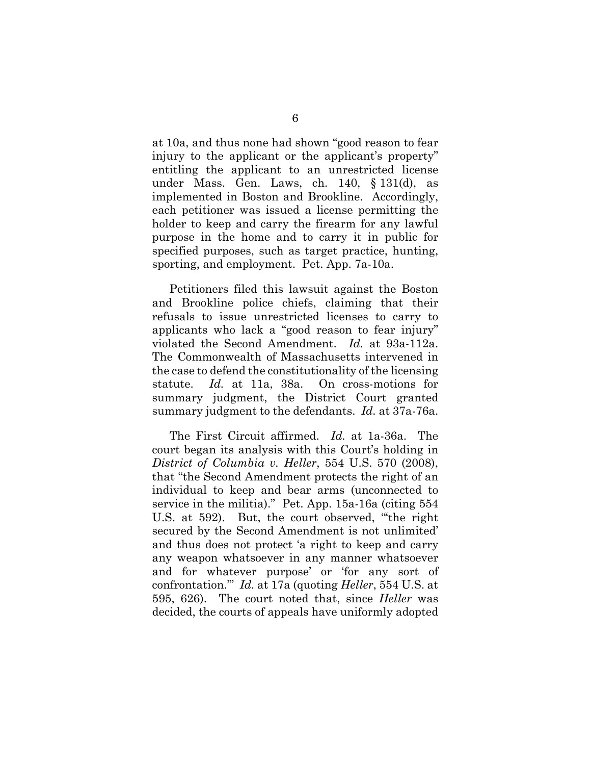at 10a, and thus none had shown "good reason to fear injury to the applicant or the applicant's property" entitling the applicant to an unrestricted license under Mass. Gen. Laws, ch. 140, § 131(d), as implemented in Boston and Brookline. Accordingly, each petitioner was issued a license permitting the holder to keep and carry the firearm for any lawful purpose in the home and to carry it in public for specified purposes, such as target practice, hunting, sporting, and employment. Pet. App. 7a-10a.

Petitioners filed this lawsuit against the Boston and Brookline police chiefs, claiming that their refusals to issue unrestricted licenses to carry to applicants who lack a "good reason to fear injury" violated the Second Amendment. *Id.* at 93a-112a. The Commonwealth of Massachusetts intervened in the case to defend the constitutionality of the licensing statute. *Id.* at 11a, 38a. On cross-motions for summary judgment, the District Court granted summary judgment to the defendants. *Id.* at 37a-76a.

The First Circuit affirmed. *Id.* at 1a-36a. The court began its analysis with this Court's holding in *District of Columbia v. Heller*, 554 U.S. 570 (2008), that "the Second Amendment protects the right of an individual to keep and bear arms (unconnected to service in the militia)." Pet. App. 15a-16a (citing 554 U.S. at 592). But, the court observed, "'the right secured by the Second Amendment is not unlimited' and thus does not protect 'a right to keep and carry any weapon whatsoever in any manner whatsoever and for whatever purpose' or 'for any sort of confrontation.'" *Id.* at 17a (quoting *Heller*, 554 U.S. at 595, 626). The court noted that, since *Heller* was decided, the courts of appeals have uniformly adopted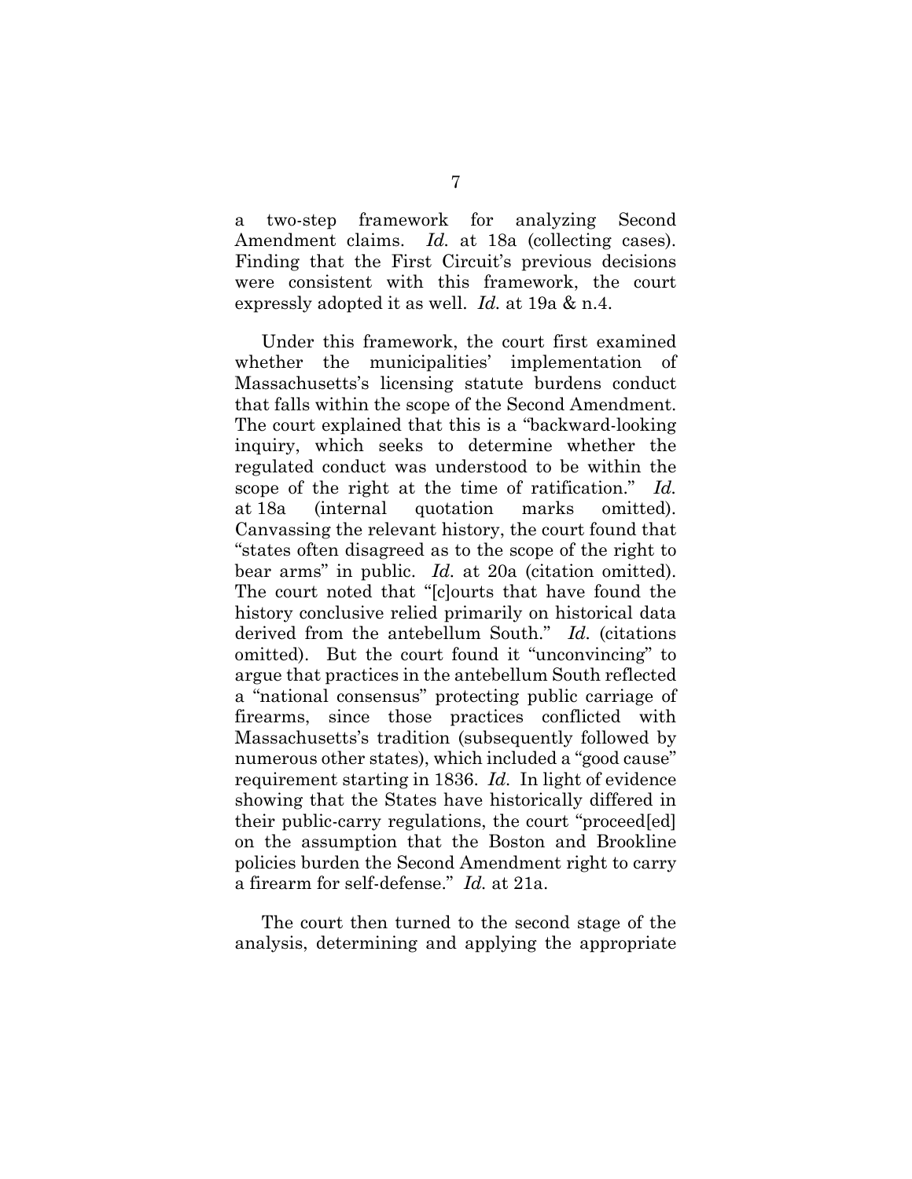a two-step framework for analyzing Second Amendment claims. *Id.* at 18a (collecting cases). Finding that the First Circuit's previous decisions were consistent with this framework, the court expressly adopted it as well. *Id.* at 19a & n.4.

Under this framework, the court first examined whether the municipalities' implementation of Massachusetts's licensing statute burdens conduct that falls within the scope of the Second Amendment. The court explained that this is a "backward-looking inquiry, which seeks to determine whether the regulated conduct was understood to be within the scope of the right at the time of ratification." *Id.* at 18a (internal quotation marks omitted). Canvassing the relevant history, the court found that "states often disagreed as to the scope of the right to bear arms" in public. *Id.* at 20a (citation omitted). The court noted that "[c]ourts that have found the history conclusive relied primarily on historical data derived from the antebellum South." *Id.* (citations omitted). But the court found it "unconvincing" to argue that practices in the antebellum South reflected a "national consensus" protecting public carriage of firearms, since those practices conflicted with Massachusetts's tradition (subsequently followed by numerous other states), which included a "good cause" requirement starting in 1836. *Id.* In light of evidence showing that the States have historically differed in their public-carry regulations, the court "proceed[ed] on the assumption that the Boston and Brookline policies burden the Second Amendment right to carry a firearm for self-defense." *Id.* at 21a.

The court then turned to the second stage of the analysis, determining and applying the appropriate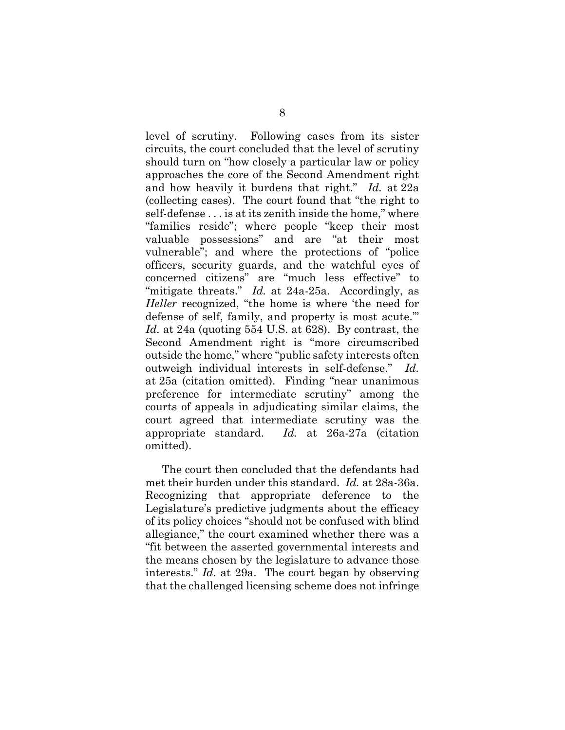level of scrutiny. Following cases from its sister circuits, the court concluded that the level of scrutiny should turn on "how closely a particular law or policy approaches the core of the Second Amendment right and how heavily it burdens that right." *Id.* at 22a (collecting cases). The court found that "the right to self-defense . . . is at its zenith inside the home," where "families reside"; where people "keep their most valuable possessions" and are "at their most vulnerable"; and where the protections of "police officers, security guards, and the watchful eyes of concerned citizens" are "much less effective" to "mitigate threats." *Id.* at 24a-25a. Accordingly, as *Heller* recognized, "the home is where 'the need for defense of self, family, and property is most acute.'" *Id.* at 24a (quoting 554 U.S. at 628). By contrast, the Second Amendment right is "more circumscribed outside the home," where "public safety interests often outweigh individual interests in self-defense." *Id.* at 25a (citation omitted). Finding "near unanimous preference for intermediate scrutiny" among the courts of appeals in adjudicating similar claims, the court agreed that intermediate scrutiny was the appropriate standard. *Id.* at 26a-27a (citation omitted).

The court then concluded that the defendants had met their burden under this standard. *Id.* at 28a-36a. Recognizing that appropriate deference to the Legislature's predictive judgments about the efficacy of its policy choices "should not be confused with blind allegiance," the court examined whether there was a "fit between the asserted governmental interests and the means chosen by the legislature to advance those interests." *Id.* at 29a. The court began by observing that the challenged licensing scheme does not infringe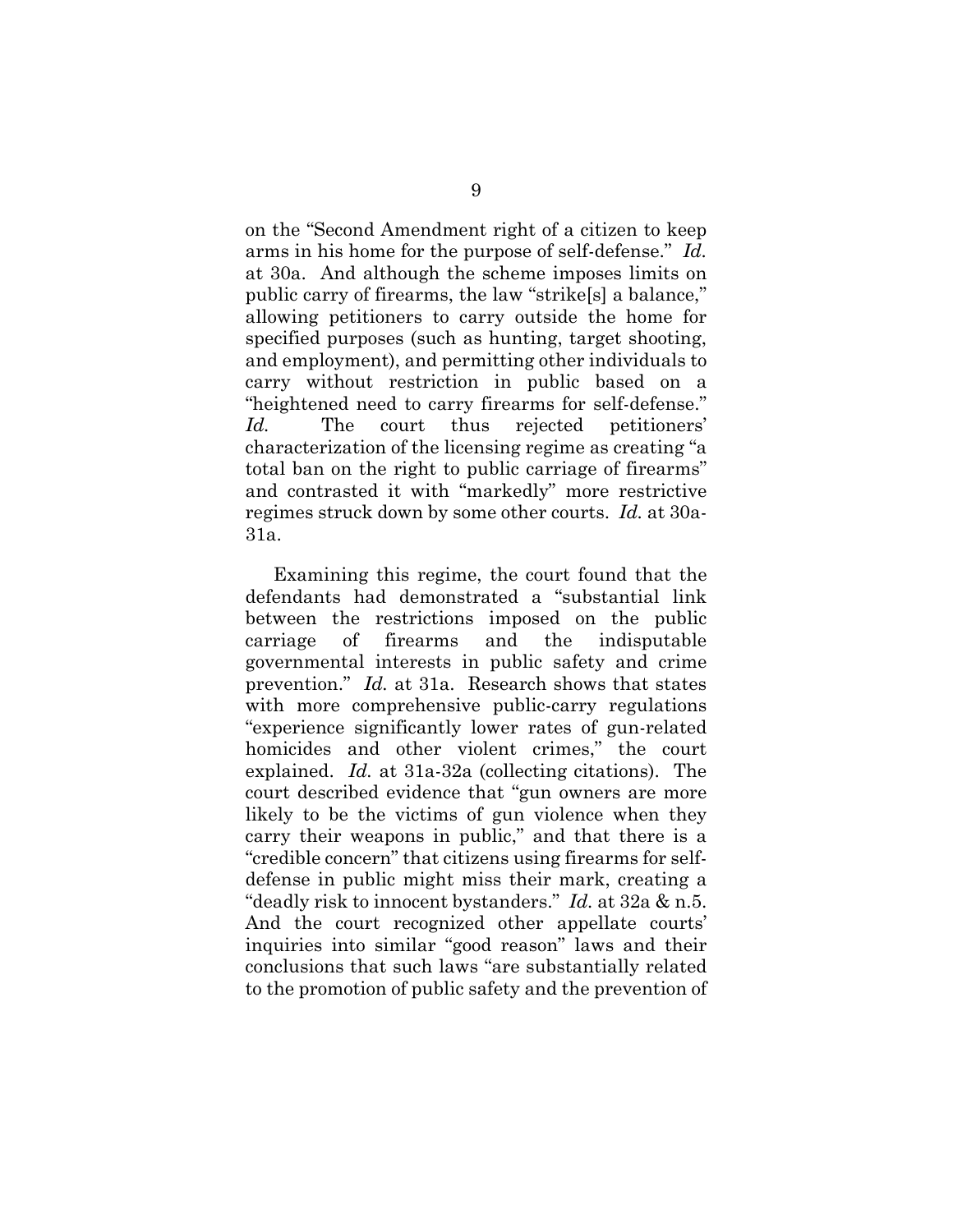on the "Second Amendment right of a citizen to keep arms in his home for the purpose of self-defense." *Id.* at 30a. And although the scheme imposes limits on public carry of firearms, the law "strike[s] a balance," allowing petitioners to carry outside the home for specified purposes (such as hunting, target shooting, and employment), and permitting other individuals to carry without restriction in public based on a "heightened need to carry firearms for self-defense." *Id.* The court thus rejected petitioners' characterization of the licensing regime as creating "a total ban on the right to public carriage of firearms" and contrasted it with "markedly" more restrictive regimes struck down by some other courts. *Id.* at 30a-31a.

Examining this regime, the court found that the defendants had demonstrated a "substantial link between the restrictions imposed on the public carriage of firearms and the indisputable governmental interests in public safety and crime prevention." *Id.* at 31a. Research shows that states with more comprehensive public-carry regulations "experience significantly lower rates of gun-related homicides and other violent crimes," the court explained. *Id.* at 31a-32a (collecting citations). The court described evidence that "gun owners are more likely to be the victims of gun violence when they carry their weapons in public," and that there is a "credible concern" that citizens using firearms for self-defense in public might miss their mark, creating a "deadly risk to innocent bystanders." *Id.* at 32a & n.5. And the court recognized other appellate courts' inquiries into similar "good reason" laws and their conclusions that such laws "are substantially related to the promotion of public safety and the prevention of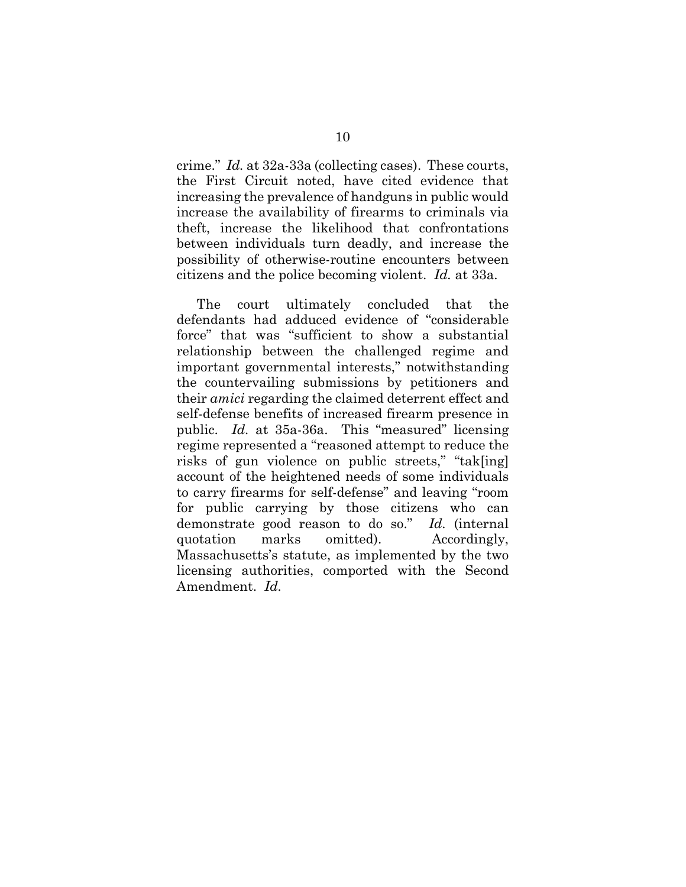crime." *Id.* at 32a-33a (collecting cases). These courts, the First Circuit noted, have cited evidence that increasing the prevalence of handguns in public would increase the availability of firearms to criminals via theft, increase the likelihood that confrontations between individuals turn deadly, and increase the possibility of otherwise-routine encounters between citizens and the police becoming violent. *Id.* at 33a.

The court ultimately concluded that the defendants had adduced evidence of "considerable force" that was "sufficient to show a substantial relationship between the challenged regime and important governmental interests," notwithstanding the countervailing submissions by petitioners and their *amici* regarding the claimed deterrent effect and self-defense benefits of increased firearm presence in public. *Id.* at 35a-36a. This "measured" licensing regime represented a "reasoned attempt to reduce the risks of gun violence on public streets," "tak[ing] account of the heightened needs of some individuals to carry firearms for self-defense" and leaving "room for public carrying by those citizens who can demonstrate good reason to do so." *Id.* (internal quotation marks omitted). Accordingly, Massachusetts's statute, as implemented by the two licensing authorities, comported with the Second Amendment. *Id.*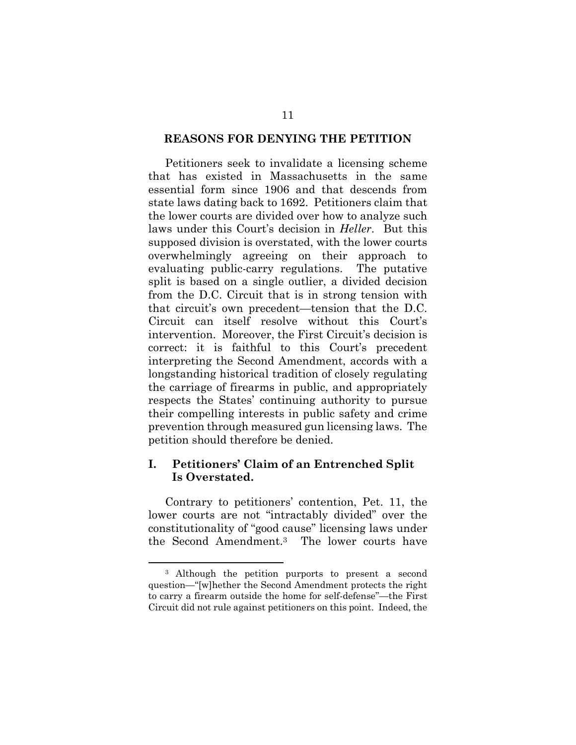## REASONS FOR DENYING THE PETITION

Petitioners seek to invalidate a licensing scheme that has existed in Massachusetts in the same essential form since 1906 and that descends from state laws dating back to 1692. Petitioners claim that the lower courts are divided over how to analyze such laws under this Court's decision in *Heller*. But this supposed division is overstated, with the lower courts overwhelmingly agreeing on their approach to evaluating public-carry regulations. The putative split is based on a single outlier, a divided decision from the D.C. Circuit that is in strong tension with that circuit's own precedent—tension that the D.C. Circuit can itself resolve without this Court's intervention. Moreover, the First Circuit's decision is correct: it is faithful to this Court's precedent interpreting the Second Amendment, accords with a longstanding historical tradition of closely regulating the carriage of firearms in public, and appropriately respects the States' continuing authority to pursue their compelling interests in public safety and crime prevention through measured gun licensing laws. The petition should therefore be denied.

### I. Petitioners' Claim of an Entrenched Split Is Overstated.

Contrary to petitioners' contention, Pet. 11, the lower courts are not "intractably divided" over the constitutionality of "good cause" licensing laws under the Second Amendment.[3] The lower courts have

---

[3] Although the petition purports to present a second question—"[w]hether the Second Amendment protects the right to carry a firearm outside the home for self-defense"—the First Circuit did not rule against petitioners on this point. Indeed, the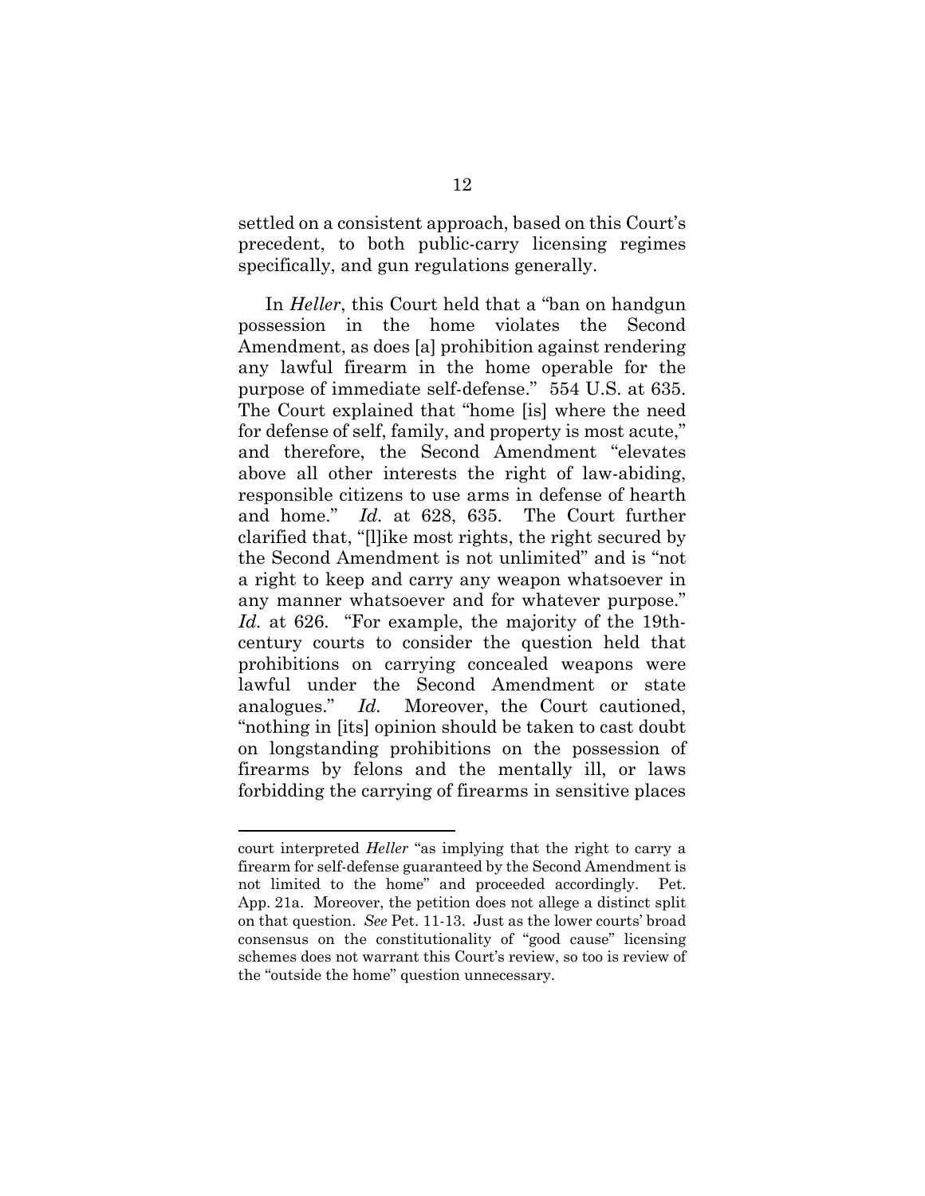settled on a consistent approach, based on this Court's precedent, to both public-carry licensing regimes specifically, and gun regulations generally.

In *Heller*, this Court held that a "ban on handgun possession in the home violates the Second Amendment, as does [a] prohibition against rendering any lawful firearm in the home operable for the purpose of immediate self-defense." 554 U.S. at 635. The Court explained that "home [is] where the need for defense of self, family, and property is most acute," and therefore, the Second Amendment "elevates above all other interests the right of law-abiding, responsible citizens to use arms in defense of hearth and home." *Id.* at 628, 635. The Court further clarified that, "[l]ike most rights, the right secured by the Second Amendment is not unlimited" and is "not a right to keep and carry any weapon whatsoever in any manner whatsoever and for whatever purpose." *Id.* at 626. "For example, the majority of the 19th-century courts to consider the question held that prohibitions on carrying concealed weapons were lawful under the Second Amendment or state analogues." *Id.* Moreover, the Court cautioned, "nothing in [its] opinion should be taken to cast doubt on longstanding prohibitions on the possession of firearms by felons and the mentally ill, or laws forbidding the carrying of firearms in sensitive places

---

court interpreted *Heller* "as implying that the right to carry a firearm for self-defense guaranteed by the Second Amendment is not limited to the home" and proceeded accordingly. Pet. App. 21a. Moreover, the petition does not allege a distinct split on that question. *See* Pet. 11-13. Just as the lower courts' broad consensus on the constitutionality of "good cause" licensing schemes does not warrant this Court's review, so too is review of the "outside the home" question unnecessary.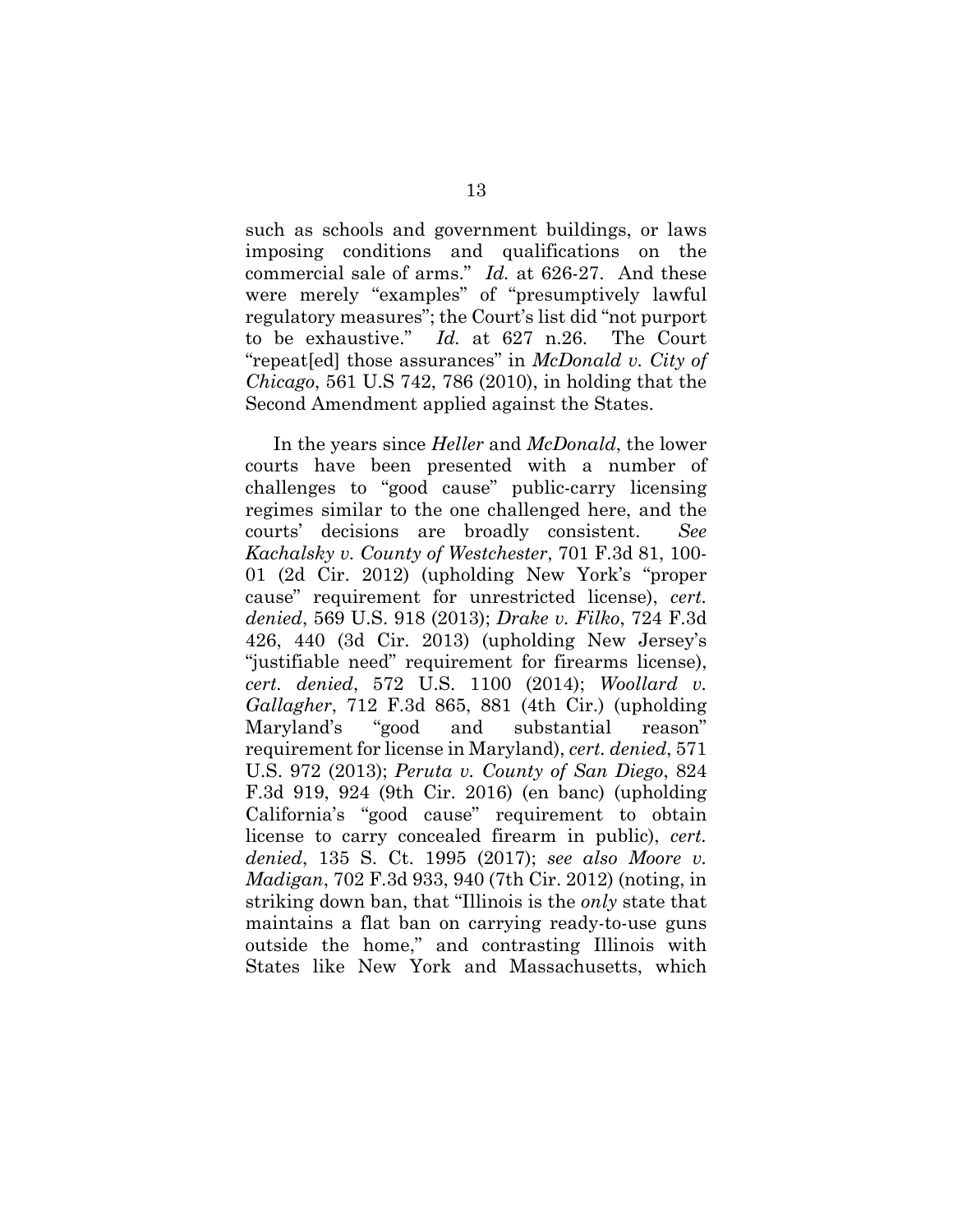such as schools and government buildings, or laws imposing conditions and qualifications on the commercial sale of arms." *Id.* at 626-27. And these were merely "examples" of "presumptively lawful regulatory measures"; the Court's list did "not purport to be exhaustive." *Id.* at 627 n.26. The Court "repeat[ed] those assurances" in *McDonald v. City of Chicago*, 561 U.S 742, 786 (2010), in holding that the Second Amendment applied against the States.

In the years since *Heller* and *McDonald*, the lower courts have been presented with a number of challenges to "good cause" public-carry licensing regimes similar to the one challenged here, and the courts' decisions are broadly consistent. *See Kachalsky v. County of Westchester*, 701 F.3d 81, 100-01 (2d Cir. 2012) (upholding New York's "proper cause" requirement for unrestricted license), *cert. denied*, 569 U.S. 918 (2013); *Drake v. Filko*, 724 F.3d 426, 440 (3d Cir. 2013) (upholding New Jersey's "justifiable need" requirement for firearms license), *cert. denied*, 572 U.S. 1100 (2014); *Woollard v. Gallagher*, 712 F.3d 865, 881 (4th Cir.) (upholding Maryland's "good and substantial reason" requirement for license in Maryland), *cert. denied*, 571 U.S. 972 (2013); *Peruta v. County of San Diego*, 824 F.3d 919, 924 (9th Cir. 2016) (en banc) (upholding California's "good cause" requirement to obtain license to carry concealed firearm in public), *cert. denied*, 135 S. Ct. 1995 (2017); *see also Moore v. Madigan*, 702 F.3d 933, 940 (7th Cir. 2012) (noting, in striking down ban, that "Illinois is the *only* state that maintains a flat ban on carrying ready-to-use guns outside the home," and contrasting Illinois with States like New York and Massachusetts, which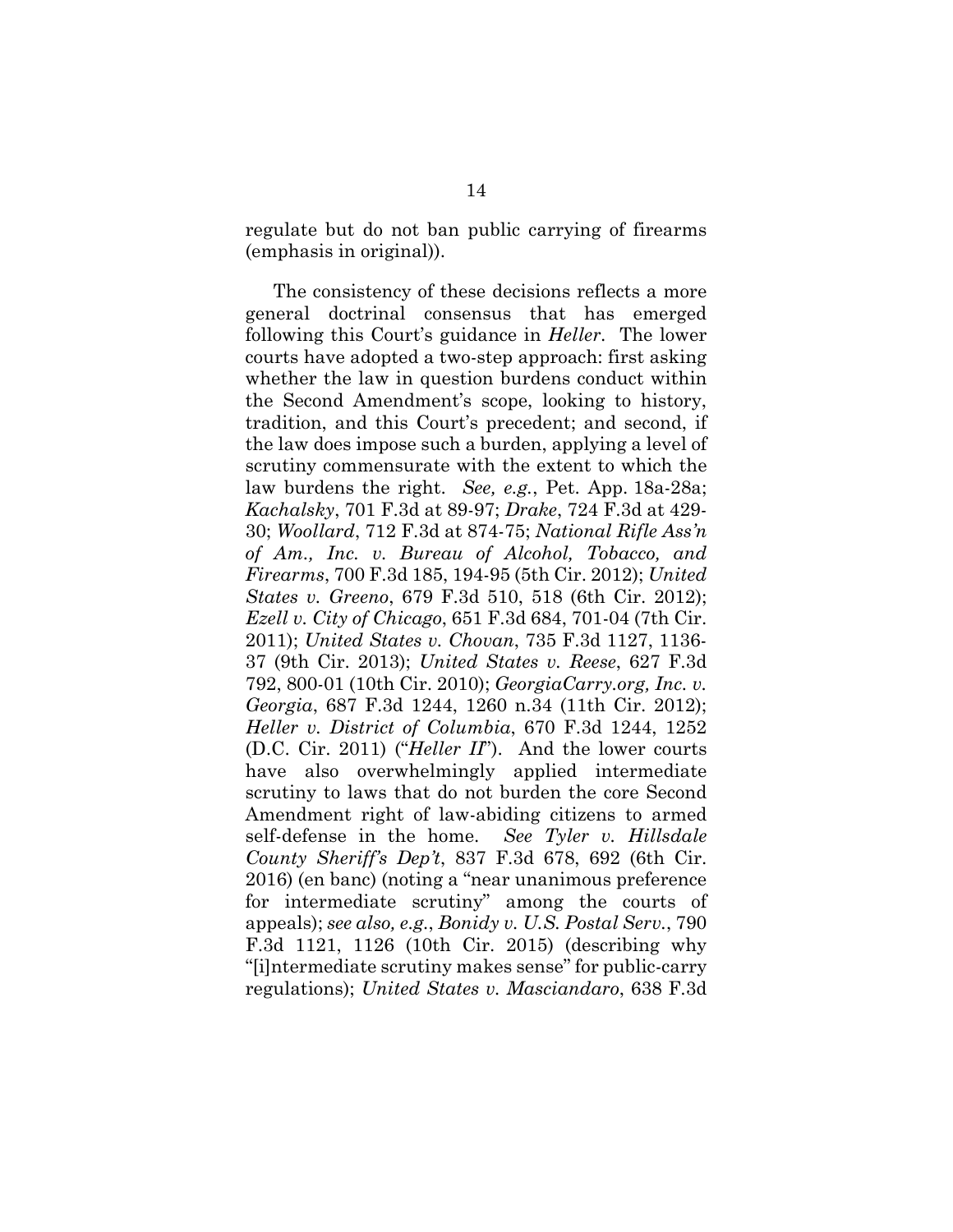regulate but do not ban public carrying of firearms (emphasis in original)).

The consistency of these decisions reflects a more general doctrinal consensus that has emerged following this Court's guidance in *Heller*. The lower courts have adopted a two-step approach: first asking whether the law in question burdens conduct within the Second Amendment's scope, looking to history, tradition, and this Court's precedent; and second, if the law does impose such a burden, applying a level of scrutiny commensurate with the extent to which the law burdens the right. *See, e.g.*, Pet. App. 18a-28a; *Kachalsky*, 701 F.3d at 89-97; *Drake*, 724 F.3d at 429-30; *Woollard*, 712 F.3d at 874-75; *National Rifle Ass'n of Am., Inc. v. Bureau of Alcohol, Tobacco, and Firearms*, 700 F.3d 185, 194-95 (5th Cir. 2012); *United States v. Greeno*, 679 F.3d 510, 518 (6th Cir. 2012); *Ezell v. City of Chicago*, 651 F.3d 684, 701-04 (7th Cir. 2011); *United States v. Chovan*, 735 F.3d 1127, 1136-37 (9th Cir. 2013); *United States v. Reese*, 627 F.3d 792, 800-01 (10th Cir. 2010); *GeorgiaCarry.org, Inc. v. Georgia*, 687 F.3d 1244, 1260 n.34 (11th Cir. 2012); *Heller v. District of Columbia*, 670 F.3d 1244, 1252 (D.C. Cir. 2011) ("*Heller II*"). And the lower courts have also overwhelmingly applied intermediate scrutiny to laws that do not burden the core Second Amendment right of law-abiding citizens to armed self-defense in the home. *See Tyler v. Hillsdale County Sheriff's Dep't*, 837 F.3d 678, 692 (6th Cir. 2016) (en banc) (noting a "near unanimous preference for intermediate scrutiny" among the courts of appeals); *see also, e.g.*, *Bonidy v. U.S. Postal Serv.*, 790 F.3d 1121, 1126 (10th Cir. 2015) (describing why "[i]ntermediate scrutiny makes sense" for public-carry regulations); *United States v. Masciandaro*, 638 F.3d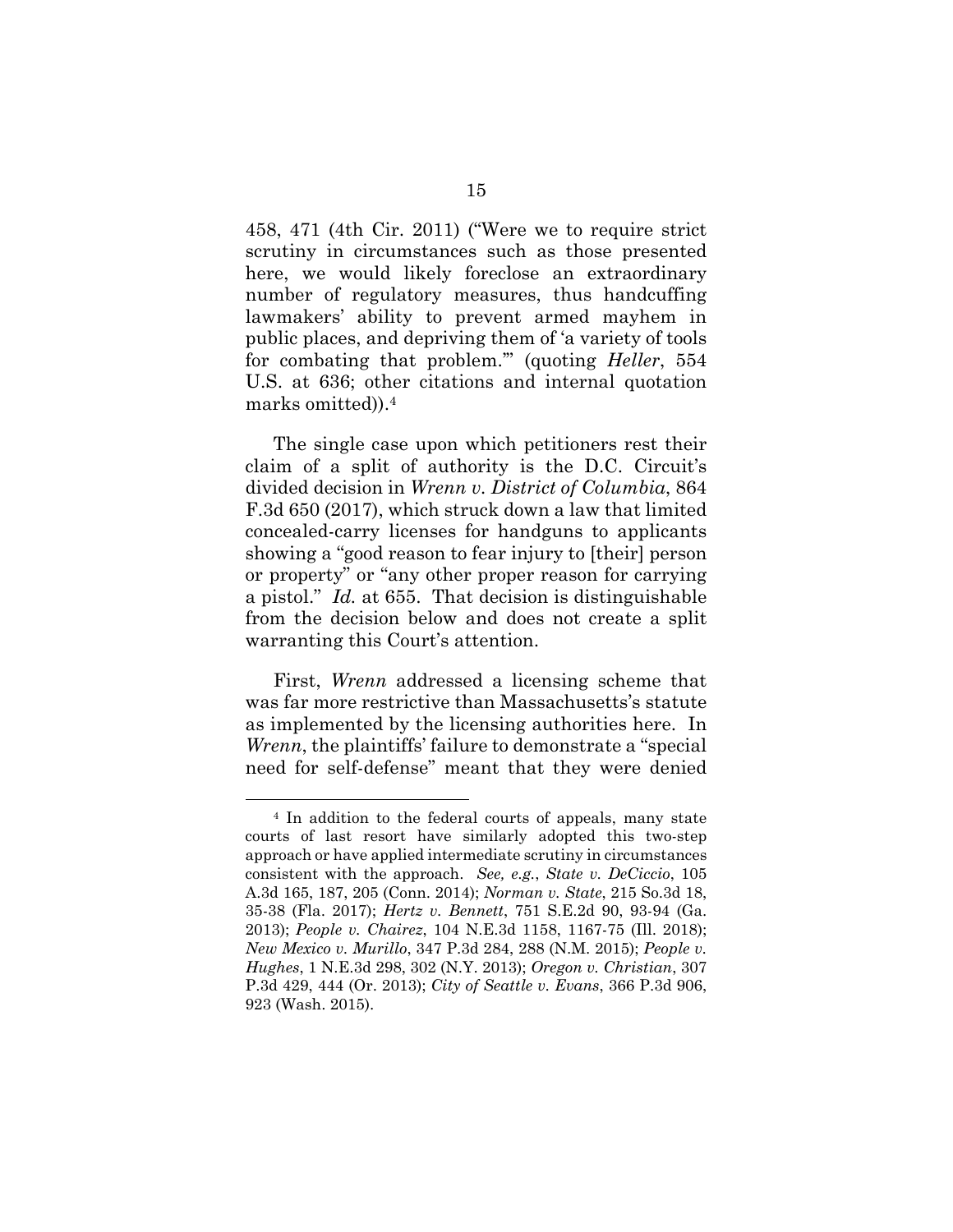458, 471 (4th Cir. 2011) ("Were we to require strict scrutiny in circumstances such as those presented here, we would likely foreclose an extraordinary number of regulatory measures, thus handcuffing lawmakers' ability to prevent armed mayhem in public places, and depriving them of 'a variety of tools for combating that problem.'" (quoting *Heller*, 554 U.S. at 636; other citations and internal quotation marks omitted)).[4]

The single case upon which petitioners rest their claim of a split of authority is the D.C. Circuit's divided decision in *Wrenn v. District of Columbia*, 864 F.3d 650 (2017), which struck down a law that limited concealed-carry licenses for handguns to applicants showing a "good reason to fear injury to [their] person or property" or "any other proper reason for carrying a pistol." *Id.* at 655. That decision is distinguishable from the decision below and does not create a split warranting this Court's attention.

First, *Wrenn* addressed a licensing scheme that was far more restrictive than Massachusetts's statute as implemented by the licensing authorities here. In *Wrenn*, the plaintiffs' failure to demonstrate a "special need for self-defense" meant that they were denied

---

[4] In addition to the federal courts of appeals, many state courts of last resort have similarly adopted this two-step approach or have applied intermediate scrutiny in circumstances consistent with the approach. *See, e.g.*, *State v. DeCiccio*, 105 A.3d 165, 187, 205 (Conn. 2014); *Norman v. State*, 215 So.3d 18, 35-38 (Fla. 2017); *Hertz v. Bennett*, 751 S.E.2d 90, 93-94 (Ga. 2013); *People v. Chairez*, 104 N.E.3d 1158, 1167-75 (Ill. 2018); *New Mexico v. Murillo*, 347 P.3d 284, 288 (N.M. 2015); *People v. Hughes*, 1 N.E.3d 298, 302 (N.Y. 2013); *Oregon v. Christian*, 307 P.3d 429, 444 (Or. 2013); *City of Seattle v. Evans*, 366 P.3d 906, 923 (Wash. 2015).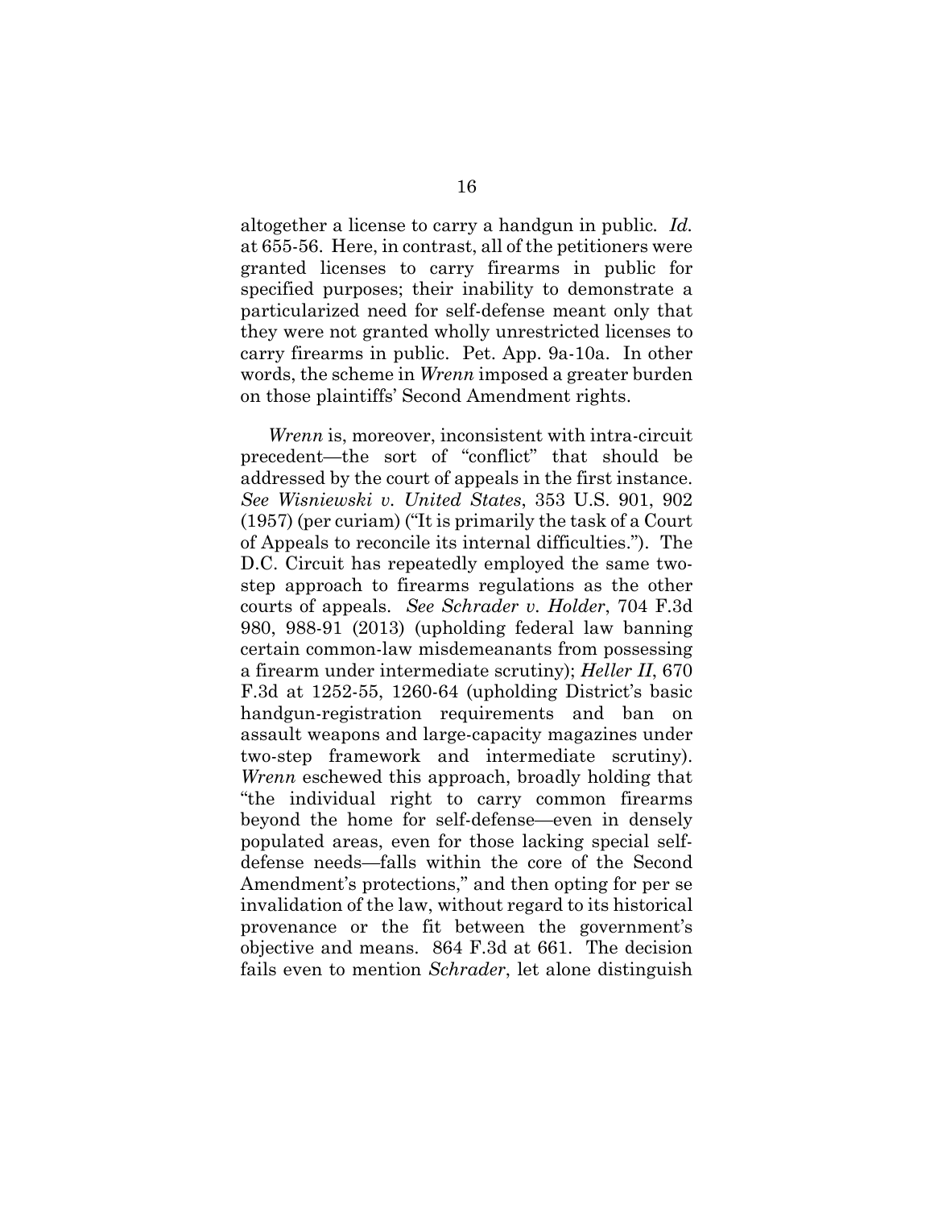altogether a license to carry a handgun in public. *Id.* at 655-56. Here, in contrast, all of the petitioners were granted licenses to carry firearms in public for specified purposes; their inability to demonstrate a particularized need for self-defense meant only that they were not granted wholly unrestricted licenses to carry firearms in public. Pet. App. 9a-10a. In other words, the scheme in *Wrenn* imposed a greater burden on those plaintiffs' Second Amendment rights.

*Wrenn* is, moreover, inconsistent with intra-circuit precedent—the sort of "conflict" that should be addressed by the court of appeals in the first instance. *See Wisniewski v. United States*, 353 U.S. 901, 902 (1957) (per curiam) ("It is primarily the task of a Court of Appeals to reconcile its internal difficulties."). The D.C. Circuit has repeatedly employed the same two-step approach to firearms regulations as the other courts of appeals. *See Schrader v. Holder*, 704 F.3d 980, 988-91 (2013) (upholding federal law banning certain common-law misdemeanants from possessing a firearm under intermediate scrutiny); *Heller II*, 670 F.3d at 1252-55, 1260-64 (upholding District's basic handgun-registration requirements and ban on assault weapons and large-capacity magazines under two-step framework and intermediate scrutiny). *Wrenn* eschewed this approach, broadly holding that "the individual right to carry common firearms beyond the home for self-defense—even in densely populated areas, even for those lacking special self-defense needs—falls within the core of the Second Amendment's protections," and then opting for per se invalidation of the law, without regard to its historical provenance or the fit between the government's objective and means. 864 F.3d at 661. The decision fails even to mention *Schrader*, let alone distinguish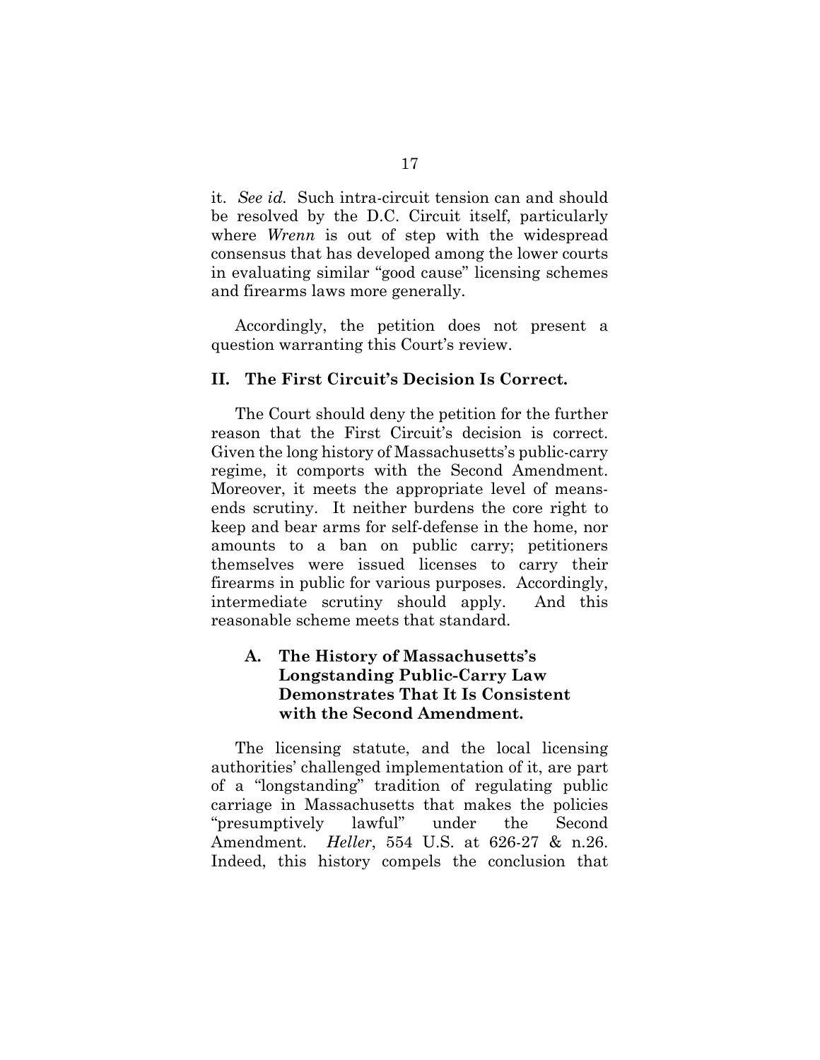it. *See id.* Such intra-circuit tension can and should be resolved by the D.C. Circuit itself, particularly where *Wrenn* is out of step with the widespread consensus that has developed among the lower courts in evaluating similar "good cause" licensing schemes and firearms laws more generally.

Accordingly, the petition does not present a question warranting this Court's review.

## II. The First Circuit's Decision Is Correct.

The Court should deny the petition for the further reason that the First Circuit's decision is correct. Given the long history of Massachusetts's public-carry regime, it comports with the Second Amendment. Moreover, it meets the appropriate level of means-ends scrutiny. It neither burdens the core right to keep and bear arms for self-defense in the home, nor amounts to a ban on public carry; petitioners themselves were issued licenses to carry their firearms in public for various purposes. Accordingly, intermediate scrutiny should apply. And this reasonable scheme meets that standard.

### A. The History of Massachusetts's Longstanding Public-Carry Law Demonstrates That It Is Consistent with the Second Amendment.

The licensing statute, and the local licensing authorities' challenged implementation of it, are part of a "longstanding" tradition of regulating public carriage in Massachusetts that makes the policies "presumptively lawful" under the Second Amendment. *Heller*, 554 U.S. at 626-27 & n.26. Indeed, this history compels the conclusion that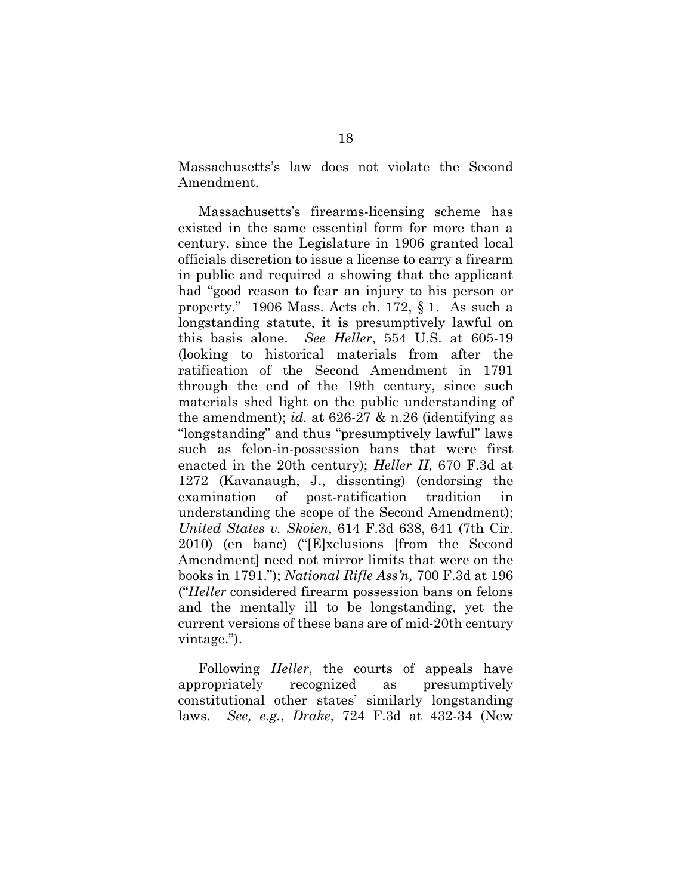Massachusetts's law does not violate the Second Amendment.

Massachusetts's firearms-licensing scheme has existed in the same essential form for more than a century, since the Legislature in 1906 granted local officials discretion to issue a license to carry a firearm in public and required a showing that the applicant had "good reason to fear an injury to his person or property." 1906 Mass. Acts ch. 172, § 1. As such a longstanding statute, it is presumptively lawful on this basis alone. *See Heller*, 554 U.S. at 605-19 (looking to historical materials from after the ratification of the Second Amendment in 1791 through the end of the 19th century, since such materials shed light on the public understanding of the amendment); *id.* at 626-27 & n.26 (identifying as "longstanding" and thus "presumptively lawful" laws such as felon-in-possession bans that were first enacted in the 20th century); *Heller II*, 670 F.3d at 1272 (Kavanaugh, J., dissenting) (endorsing the examination of post-ratification tradition in understanding the scope of the Second Amendment); *United States v. Skoien*, 614 F.3d 638, 641 (7th Cir. 2010) (en banc) ("[E]xclusions [from the Second Amendment] need not mirror limits that were on the books in 1791."); *National Rifle Ass'n,* 700 F.3d at 196 ("*Heller* considered firearm possession bans on felons and the mentally ill to be longstanding, yet the current versions of these bans are of mid-20th century vintage.").

Following *Heller*, the courts of appeals have appropriately recognized as presumptively constitutional other states' similarly longstanding laws. *See, e.g.*, *Drake*, 724 F.3d at 432-34 (New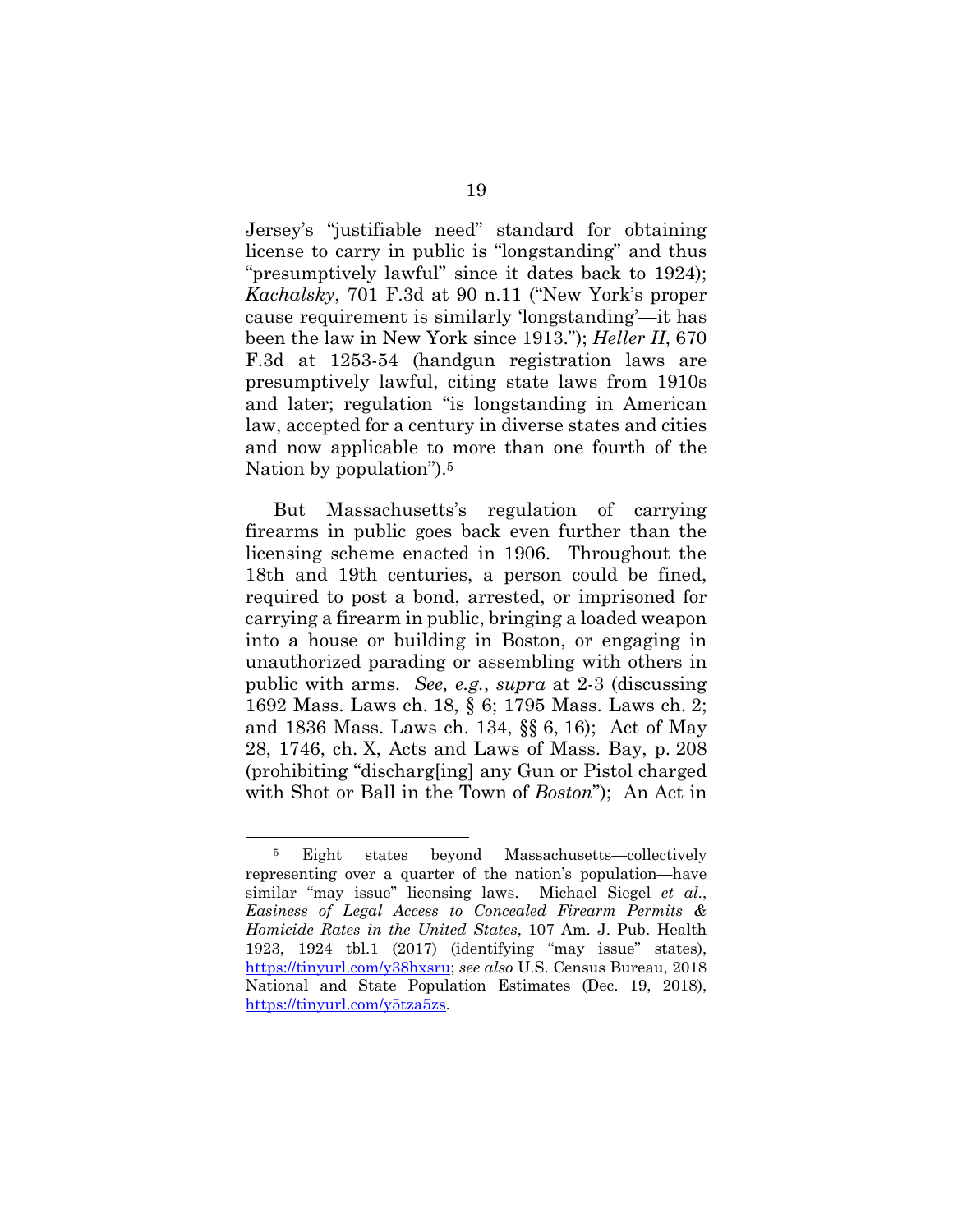Jersey's "justifiable need" standard for obtaining license to carry in public is "longstanding" and thus "presumptively lawful" since it dates back to 1924); *Kachalsky*, 701 F.3d at 90 n.11 ("New York's proper cause requirement is similarly 'longstanding'—it has been the law in New York since 1913."); *Heller II*, 670 F.3d at 1253-54 (handgun registration laws are presumptively lawful, citing state laws from 1910s and later; regulation "is longstanding in American law, accepted for a century in diverse states and cities and now applicable to more than one fourth of the Nation by population").[5]

But Massachusetts's regulation of carrying firearms in public goes back even further than the licensing scheme enacted in 1906. Throughout the 18th and 19th centuries, a person could be fined, required to post a bond, arrested, or imprisoned for carrying a firearm in public, bringing a loaded weapon into a house or building in Boston, or engaging in unauthorized parading or assembling with others in public with arms. *See, e.g.*, *supra* at 2-3 (discussing 1692 Mass. Laws ch. 18, § 6; 1795 Mass. Laws ch. 2; and 1836 Mass. Laws ch. 134, §§ 6, 16); Act of May 28, 1746, ch. X, Acts and Laws of Mass. Bay, p. 208 (prohibiting "discharg[ing] any Gun or Pistol charged with Shot or Ball in the Town of *Boston*"); An Act in

---

[5] Eight states beyond Massachusetts—collectively representing over a quarter of the nation's population—have similar "may issue" licensing laws. Michael Siegel *et al.*, *Easiness of Legal Access to Concealed Firearm Permits & Homicide Rates in the United States*, 107 Am. J. Pub. Health 1923, 1924 tbl.1 (2017) (identifying "may issue" states), https://tinyurl.com/y38hxsru; *see also* U.S. Census Bureau, 2018 National and State Population Estimates (Dec. 19, 2018), https://tinyurl.com/y5tza5zs.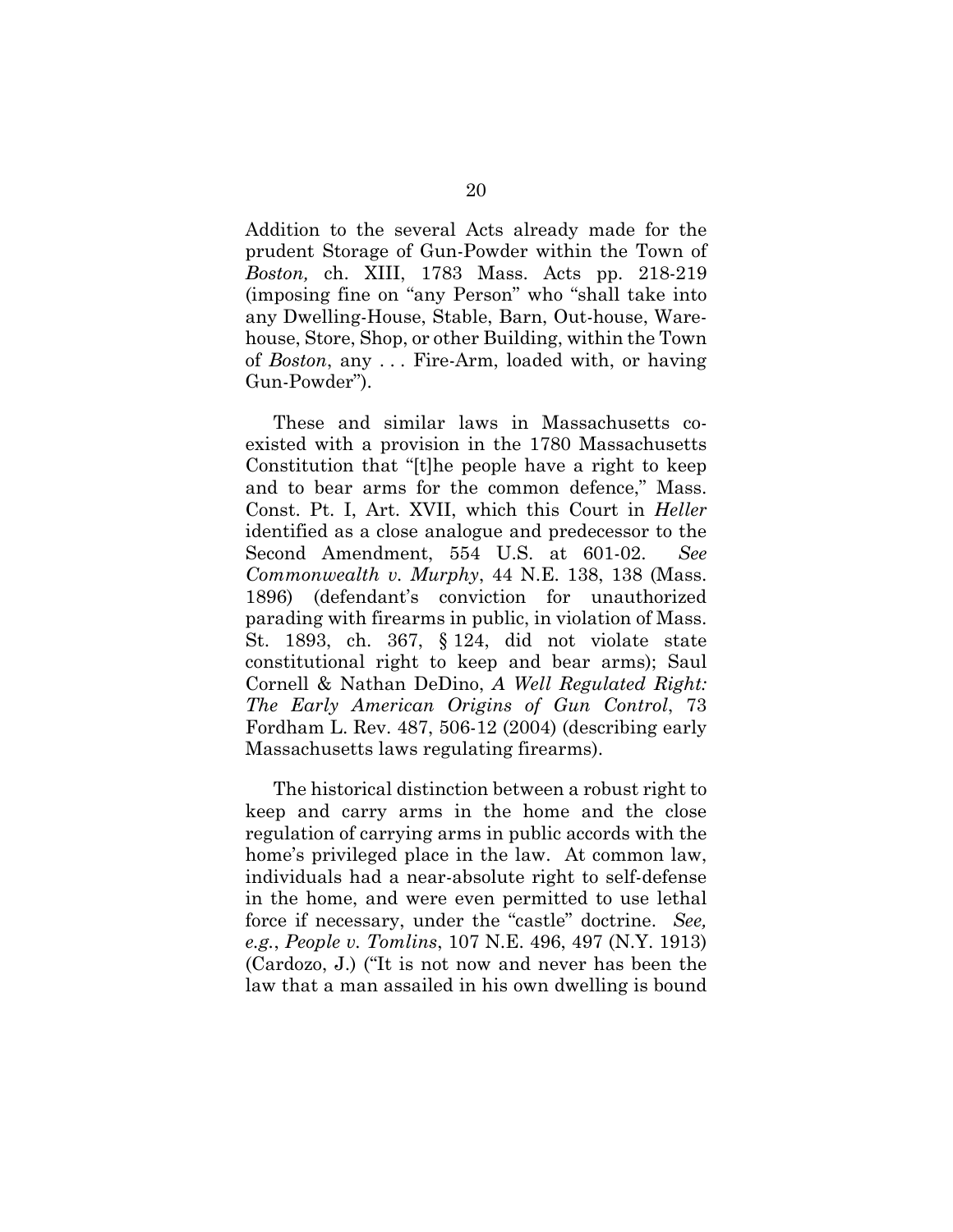Addition to the several Acts already made for the prudent Storage of Gun-Powder within the Town of *Boston,* ch. XIII, 1783 Mass. Acts pp. 218-219 (imposing fine on "any Person" who "shall take into any Dwelling-House, Stable, Barn, Out-house, Ware-house, Store, Shop, or other Building, within the Town of *Boston*, any . . . Fire-Arm, loaded with, or having Gun-Powder").

These and similar laws in Massachusetts co-existed with a provision in the 1780 Massachusetts Constitution that "[t]he people have a right to keep and to bear arms for the common defence," Mass. Const. Pt. I, Art. XVII, which this Court in *Heller* identified as a close analogue and predecessor to the Second Amendment, 554 U.S. at 601-02. *See Commonwealth v. Murphy*, 44 N.E. 138, 138 (Mass. 1896) (defendant's conviction for unauthorized parading with firearms in public, in violation of Mass. St. 1893, ch. 367, § 124, did not violate state constitutional right to keep and bear arms); Saul Cornell & Nathan DeDino, *A Well Regulated Right: The Early American Origins of Gun Control*, 73 Fordham L. Rev. 487, 506-12 (2004) (describing early Massachusetts laws regulating firearms).

The historical distinction between a robust right to keep and carry arms in the home and the close regulation of carrying arms in public accords with the home's privileged place in the law. At common law, individuals had a near-absolute right to self-defense in the home, and were even permitted to use lethal force if necessary, under the "castle" doctrine. *See, e.g.*, *People v. Tomlins*, 107 N.E. 496, 497 (N.Y. 1913) (Cardozo, J.) ("It is not now and never has been the law that a man assailed in his own dwelling is bound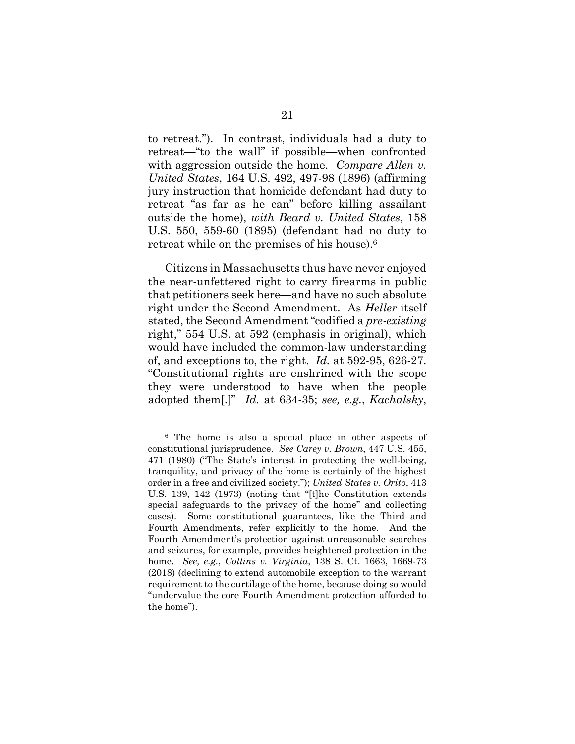to retreat."). In contrast, individuals had a duty to retreat—"to the wall" if possible—when confronted with aggression outside the home. *Compare Allen v. United States*, 164 U.S. 492, 497-98 (1896) (affirming jury instruction that homicide defendant had duty to retreat "as far as he can" before killing assailant outside the home), *with Beard v. United States*, 158 U.S. 550, 559-60 (1895) (defendant had no duty to retreat while on the premises of his house).[6]

Citizens in Massachusetts thus have never enjoyed the near-unfettered right to carry firearms in public that petitioners seek here—and have no such absolute right under the Second Amendment. As *Heller* itself stated, the Second Amendment "codified a *pre-existing* right," 554 U.S. at 592 (emphasis in original), which would have included the common-law understanding of, and exceptions to, the right. *Id.* at 592-95, 626-27. "Constitutional rights are enshrined with the scope they were understood to have when the people adopted them[.]" *Id.* at 634-35; *see, e.g.*, *Kachalsky*,

---

[6] The home is also a special place in other aspects of constitutional jurisprudence. *See Carey v. Brown*, 447 U.S. 455, 471 (1980) ("The State's interest in protecting the well-being, tranquility, and privacy of the home is certainly of the highest order in a free and civilized society."); *United States v. Orito*, 413 U.S. 139, 142 (1973) (noting that "[t]he Constitution extends special safeguards to the privacy of the home" and collecting cases). Some constitutional guarantees, like the Third and Fourth Amendments, refer explicitly to the home. And the Fourth Amendment's protection against unreasonable searches and seizures, for example, provides heightened protection in the home. *See, e.g.*, *Collins v. Virginia*, 138 S. Ct. 1663, 1669-73 (2018) (declining to extend automobile exception to the warrant requirement to the curtilage of the home, because doing so would "undervalue the core Fourth Amendment protection afforded to the home").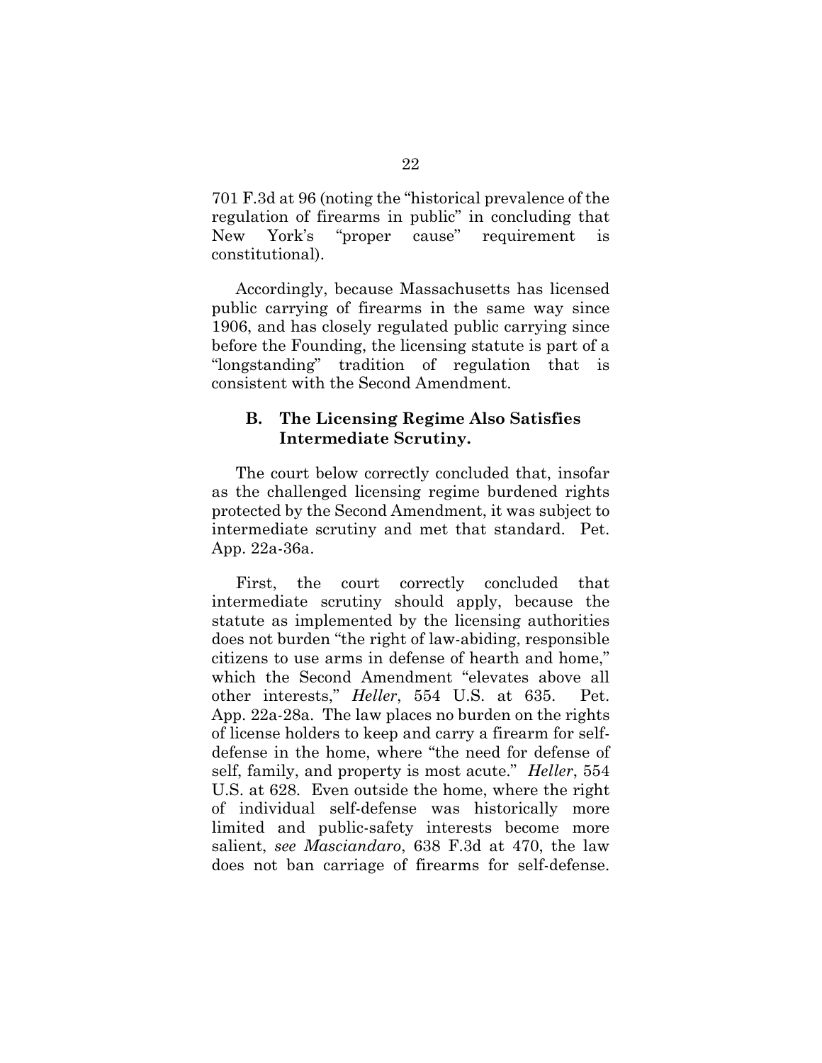701 F.3d at 96 (noting the "historical prevalence of the regulation of firearms in public" in concluding that New York's "proper cause" requirement is constitutional).

Accordingly, because Massachusetts has licensed public carrying of firearms in the same way since 1906, and has closely regulated public carrying since before the Founding, the licensing statute is part of a "longstanding" tradition of regulation that is consistent with the Second Amendment.

### B. The Licensing Regime Also Satisfies Intermediate Scrutiny.

The court below correctly concluded that, insofar as the challenged licensing regime burdened rights protected by the Second Amendment, it was subject to intermediate scrutiny and met that standard. Pet. App. 22a-36a.

First, the court correctly concluded that intermediate scrutiny should apply, because the statute as implemented by the licensing authorities does not burden "the right of law-abiding, responsible citizens to use arms in defense of hearth and home," which the Second Amendment "elevates above all other interests," *Heller*, 554 U.S. at 635. Pet. App. 22a-28a. The law places no burden on the rights of license holders to keep and carry a firearm for self-defense in the home, where "the need for defense of self, family, and property is most acute." *Heller*, 554 U.S. at 628. Even outside the home, where the right of individual self-defense was historically more limited and public-safety interests become more salient, *see Masciandaro*, 638 F.3d at 470, the law does not ban carriage of firearms for self-defense.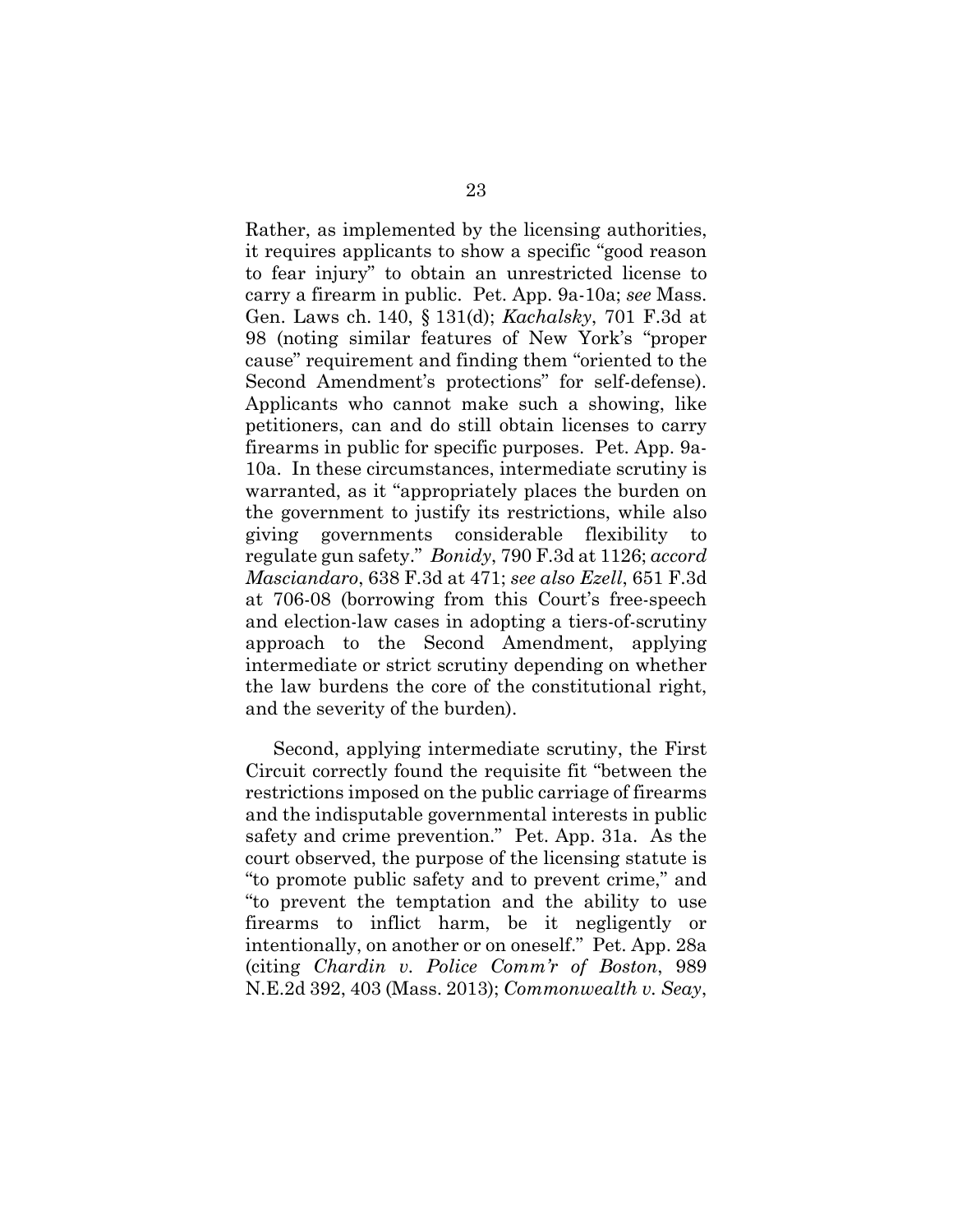Rather, as implemented by the licensing authorities, it requires applicants to show a specific "good reason to fear injury" to obtain an unrestricted license to carry a firearm in public. Pet. App. 9a-10a; *see* Mass. Gen. Laws ch. 140, § 131(d); *Kachalsky*, 701 F.3d at 98 (noting similar features of New York's "proper cause" requirement and finding them "oriented to the Second Amendment's protections" for self-defense). Applicants who cannot make such a showing, like petitioners, can and do still obtain licenses to carry firearms in public for specific purposes. Pet. App. 9a-10a. In these circumstances, intermediate scrutiny is warranted, as it "appropriately places the burden on the government to justify its restrictions, while also giving governments considerable flexibility to regulate gun safety." *Bonidy*, 790 F.3d at 1126; *accord Masciandaro*, 638 F.3d at 471; *see also Ezell*, 651 F.3d at 706-08 (borrowing from this Court's free-speech and election-law cases in adopting a tiers-of-scrutiny approach to the Second Amendment, applying intermediate or strict scrutiny depending on whether the law burdens the core of the constitutional right, and the severity of the burden).

Second, applying intermediate scrutiny, the First Circuit correctly found the requisite fit "between the restrictions imposed on the public carriage of firearms and the indisputable governmental interests in public safety and crime prevention." Pet. App. 31a. As the court observed, the purpose of the licensing statute is "to promote public safety and to prevent crime," and "to prevent the temptation and the ability to use firearms to inflict harm, be it negligently or intentionally, on another or on oneself." Pet. App. 28a (citing *Chardin v. Police Comm'r of Boston*, 989 N.E.2d 392, 403 (Mass. 2013); *Commonwealth v. Seay*,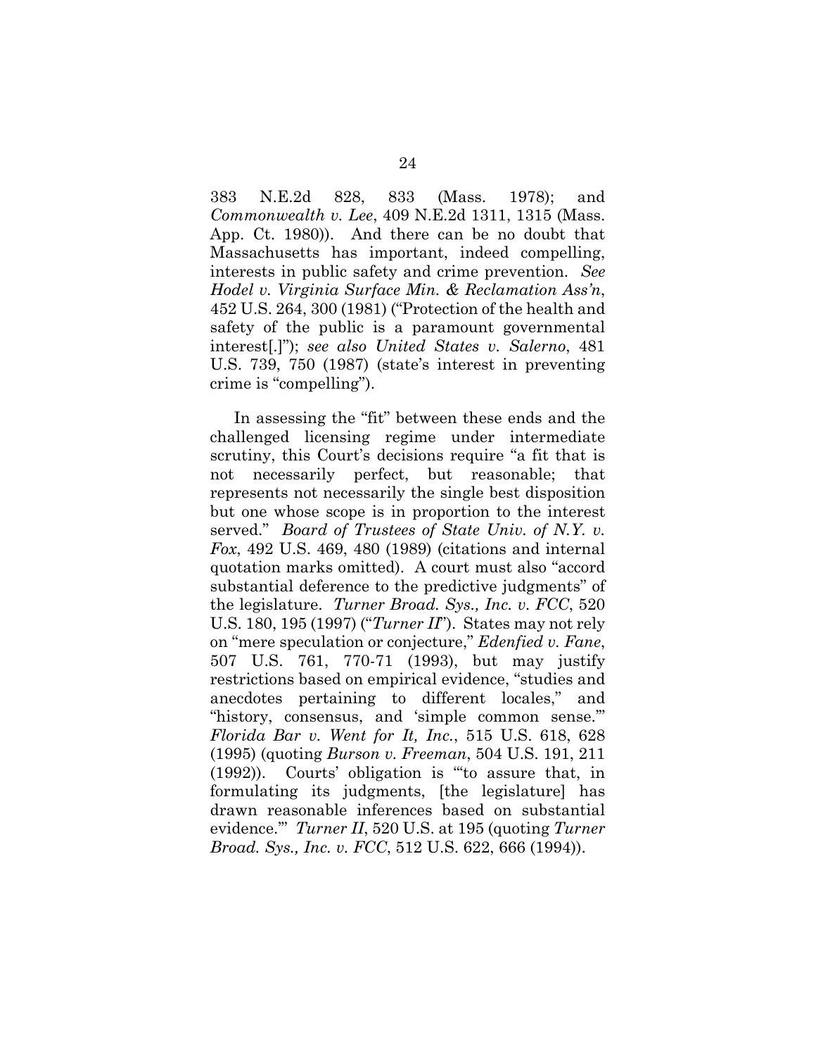383 N.E.2d 828, 833 (Mass. 1978); and *Commonwealth v. Lee*, 409 N.E.2d 1311, 1315 (Mass. App. Ct. 1980)). And there can be no doubt that Massachusetts has important, indeed compelling, interests in public safety and crime prevention. *See Hodel v. Virginia Surface Min. & Reclamation Ass'n*, 452 U.S. 264, 300 (1981) ("Protection of the health and safety of the public is a paramount governmental interest[.]"); *see also United States v. Salerno*, 481 U.S. 739, 750 (1987) (state's interest in preventing crime is "compelling").

In assessing the "fit" between these ends and the challenged licensing regime under intermediate scrutiny, this Court's decisions require "a fit that is not necessarily perfect, but reasonable; that represents not necessarily the single best disposition but one whose scope is in proportion to the interest served." *Board of Trustees of State Univ. of N.Y. v. Fox*, 492 U.S. 469, 480 (1989) (citations and internal quotation marks omitted). A court must also "accord substantial deference to the predictive judgments" of the legislature. *Turner Broad. Sys., Inc. v. FCC*, 520 U.S. 180, 195 (1997) ("*Turner II*"). States may not rely on "mere speculation or conjecture," *Edenfied v. Fane*, 507 U.S. 761, 770-71 (1993), but may justify restrictions based on empirical evidence, "studies and anecdotes pertaining to different locales," and "history, consensus, and 'simple common sense.'" *Florida Bar v. Went for It, Inc.*, 515 U.S. 618, 628 (1995) (quoting *Burson v. Freeman*, 504 U.S. 191, 211 (1992)). Courts' obligation is "'to assure that, in formulating its judgments, [the legislature] has drawn reasonable inferences based on substantial evidence.'" *Turner II*, 520 U.S. at 195 (quoting *Turner Broad. Sys., Inc. v. FCC*, 512 U.S. 622, 666 (1994)).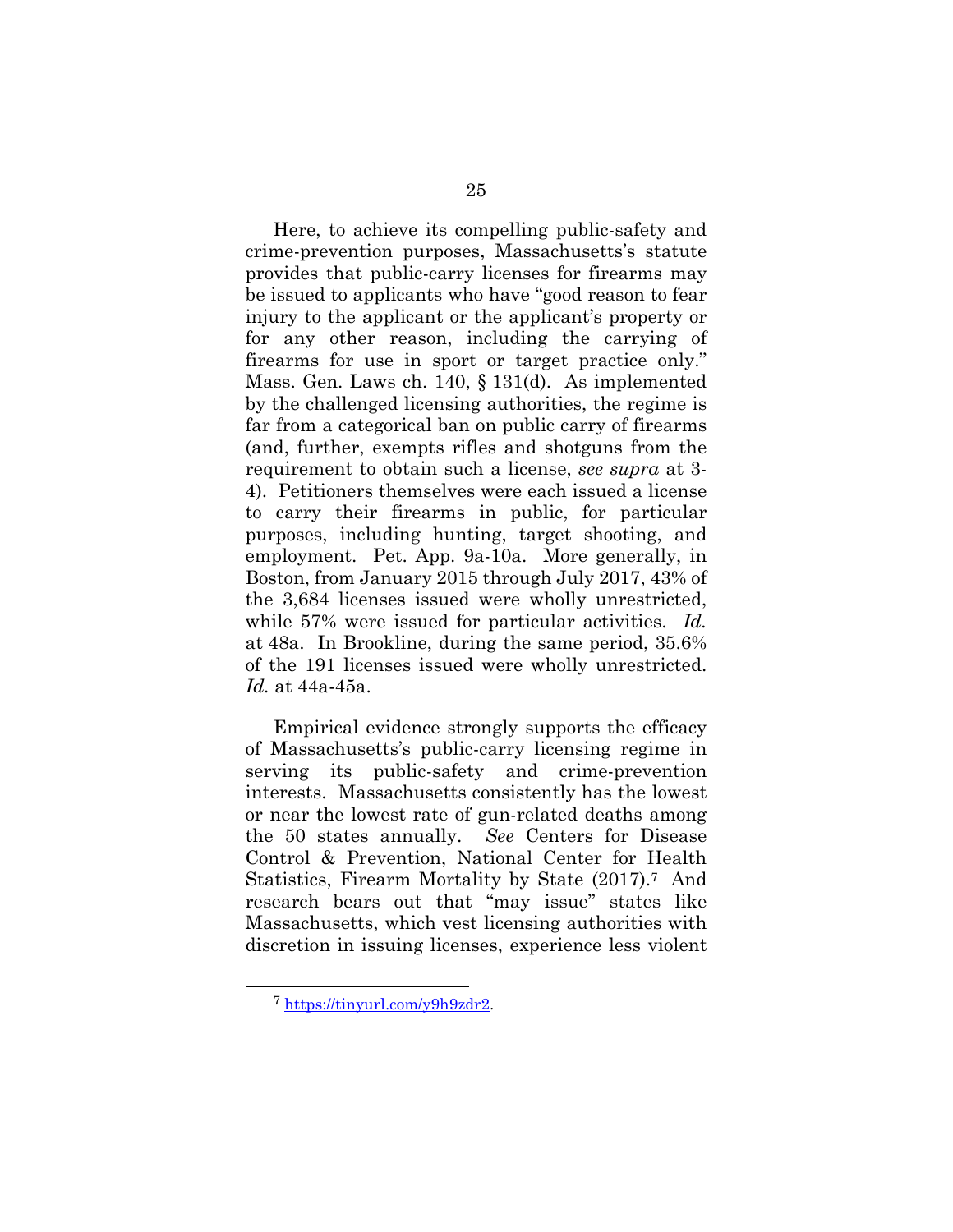Here, to achieve its compelling public-safety and crime-prevention purposes, Massachusetts's statute provides that public-carry licenses for firearms may be issued to applicants who have "good reason to fear injury to the applicant or the applicant's property or for any other reason, including the carrying of firearms for use in sport or target practice only." Mass. Gen. Laws ch. 140, § 131(d). As implemented by the challenged licensing authorities, the regime is far from a categorical ban on public carry of firearms (and, further, exempts rifles and shotguns from the requirement to obtain such a license, *see supra* at 3-4). Petitioners themselves were each issued a license to carry their firearms in public, for particular purposes, including hunting, target shooting, and employment. Pet. App. 9a-10a. More generally, in Boston, from January 2015 through July 2017, 43% of the 3,684 licenses issued were wholly unrestricted, while 57% were issued for particular activities. *Id.* at 48a. In Brookline, during the same period, 35.6% of the 191 licenses issued were wholly unrestricted. *Id.* at 44a-45a.

Empirical evidence strongly supports the efficacy of Massachusetts's public-carry licensing regime in serving its public-safety and crime-prevention interests. Massachusetts consistently has the lowest or near the lowest rate of gun-related deaths among the 50 states annually. *See* Centers for Disease Control & Prevention, National Center for Health Statistics, Firearm Mortality by State (2017).[7] And research bears out that "may issue" states like Massachusetts, which vest licensing authorities with discretion in issuing licenses, experience less violent

[7] https://tinyurl.com/y9h9zdr2.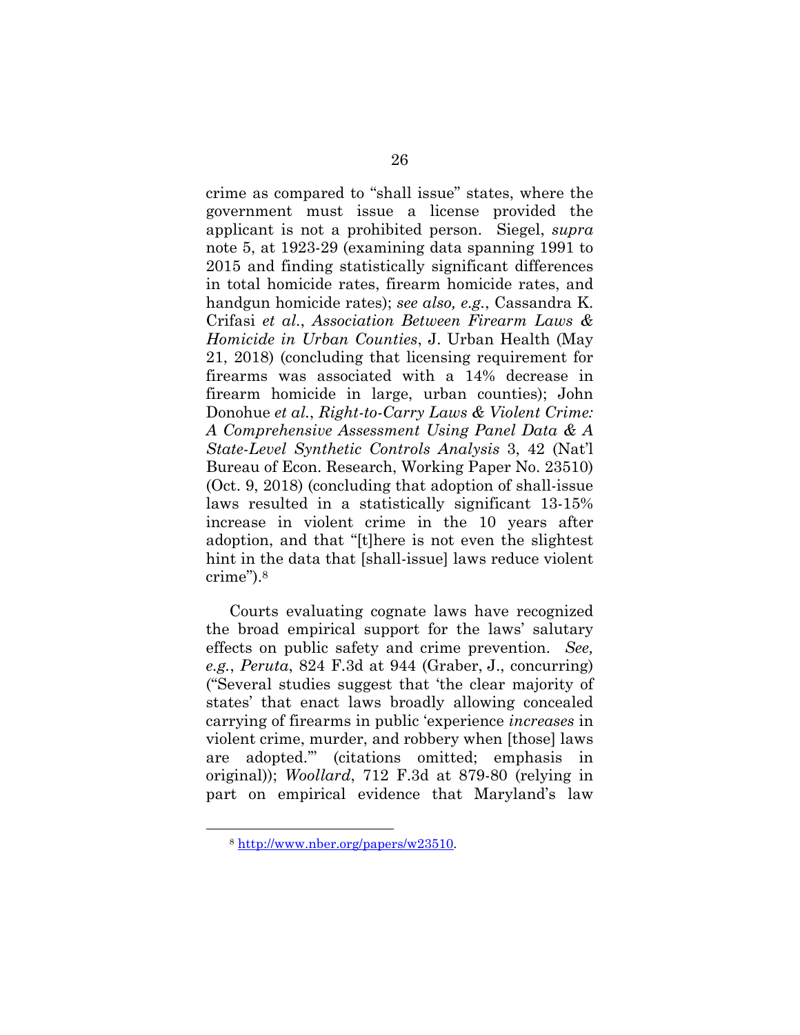crime as compared to "shall issue" states, where the government must issue a license provided the applicant is not a prohibited person. Siegel, *supra* note 5, at 1923-29 (examining data spanning 1991 to 2015 and finding statistically significant differences in total homicide rates, firearm homicide rates, and handgun homicide rates); *see also, e.g.*, Cassandra K. Crifasi *et al.*, *Association Between Firearm Laws & Homicide in Urban Counties*, J. Urban Health (May 21, 2018) (concluding that licensing requirement for firearms was associated with a 14% decrease in firearm homicide in large, urban counties); John Donohue *et al.*, *Right-to-Carry Laws & Violent Crime: A Comprehensive Assessment Using Panel Data & A State-Level Synthetic Controls Analysis* 3, 42 (Nat'l Bureau of Econ. Research, Working Paper No. 23510) (Oct. 9, 2018) (concluding that adoption of shall-issue laws resulted in a statistically significant 13-15% increase in violent crime in the 10 years after adoption, and that "[t]here is not even the slightest hint in the data that [shall-issue] laws reduce violent crime").[8]

Courts evaluating cognate laws have recognized the broad empirical support for the laws' salutary effects on public safety and crime prevention. *See, e.g.*, *Peruta*, 824 F.3d at 944 (Graber, J., concurring) ("Several studies suggest that 'the clear majority of states' that enact laws broadly allowing concealed carrying of firearms in public 'experience *increases* in violent crime, murder, and robbery when [those] laws are adopted.'" (citations omitted; emphasis in original)); *Woollard*, 712 F.3d at 879-80 (relying in part on empirical evidence that Maryland's law

---

[8] http://www.nber.org/papers/w23510.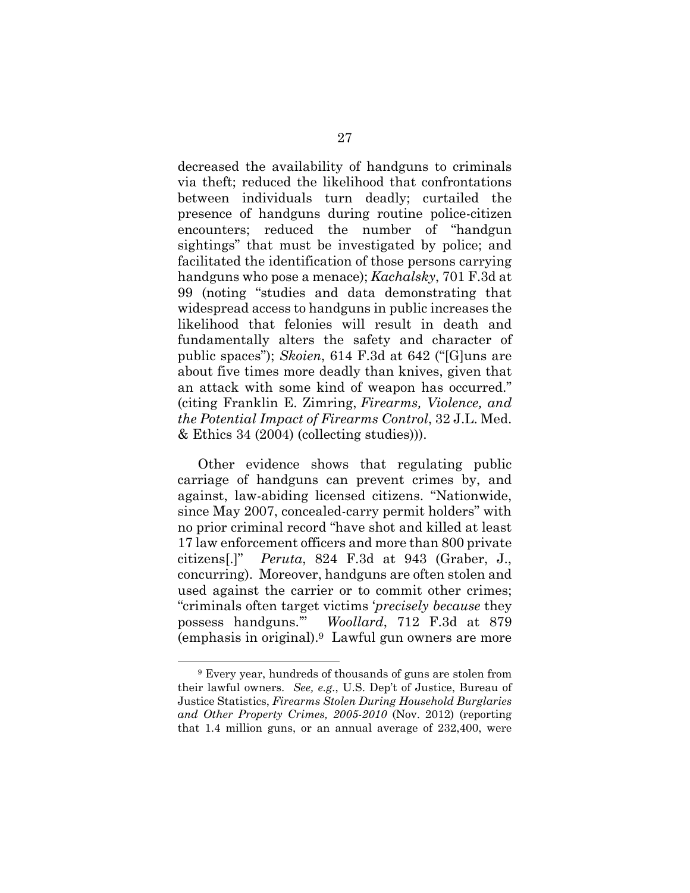decreased the availability of handguns to criminals via theft; reduced the likelihood that confrontations between individuals turn deadly; curtailed the presence of handguns during routine police-citizen encounters; reduced the number of "handgun sightings" that must be investigated by police; and facilitated the identification of those persons carrying handguns who pose a menace); *Kachalsky*, 701 F.3d at 99 (noting "studies and data demonstrating that widespread access to handguns in public increases the likelihood that felonies will result in death and fundamentally alters the safety and character of public spaces"); *Skoien*, 614 F.3d at 642 ("[G]uns are about five times more deadly than knives, given that an attack with some kind of weapon has occurred." (citing Franklin E. Zimring, *Firearms, Violence, and the Potential Impact of Firearms Control*, 32 J.L. Med. & Ethics 34 (2004) (collecting studies))).

Other evidence shows that regulating public carriage of handguns can prevent crimes by, and against, law-abiding licensed citizens. "Nationwide, since May 2007, concealed-carry permit holders" with no prior criminal record "have shot and killed at least 17 law enforcement officers and more than 800 private citizens[.]" *Peruta*, 824 F.3d at 943 (Graber, J., concurring). Moreover, handguns are often stolen and used against the carrier or to commit other crimes; "criminals often target victims '*precisely because* they possess handguns.'" *Woollard*, 712 F.3d at 879 (emphasis in original).[9] Lawful gun owners are more

---

[9] Every year, hundreds of thousands of guns are stolen from their lawful owners. *See, e.g.*, U.S. Dep't of Justice, Bureau of Justice Statistics, *Firearms Stolen During Household Burglaries and Other Property Crimes, 2005-2010* (Nov. 2012) (reporting that 1.4 million guns, or an annual average of 232,400, were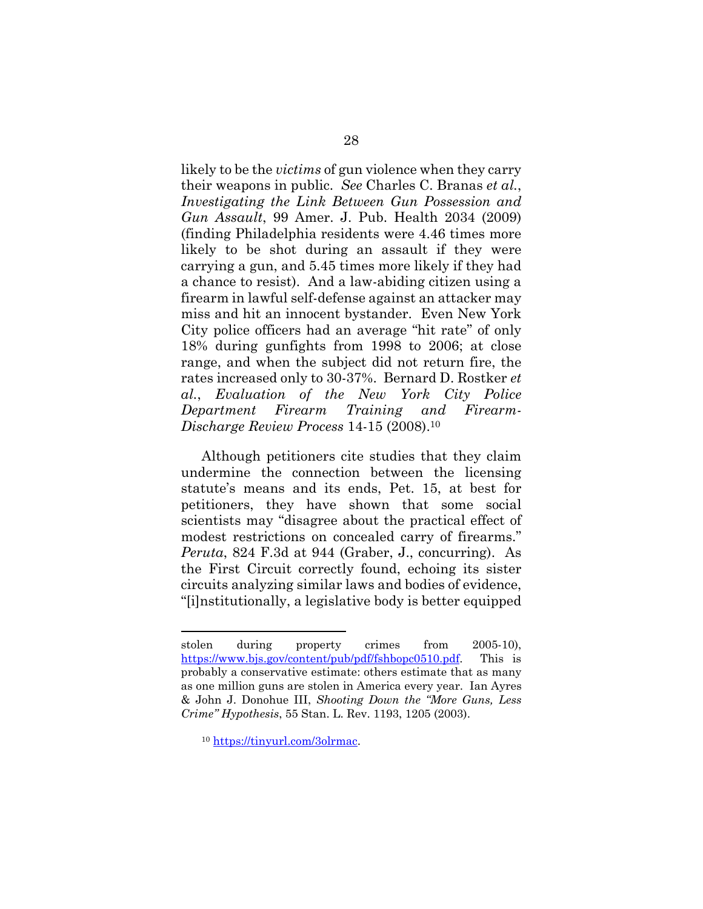likely to be the *victims* of gun violence when they carry their weapons in public. *See* Charles C. Branas *et al.*, *Investigating the Link Between Gun Possession and Gun Assault*, 99 Amer. J. Pub. Health 2034 (2009) (finding Philadelphia residents were 4.46 times more likely to be shot during an assault if they were carrying a gun, and 5.45 times more likely if they had a chance to resist). And a law-abiding citizen using a firearm in lawful self-defense against an attacker may miss and hit an innocent bystander. Even New York City police officers had an average "hit rate" of only 18% during gunfights from 1998 to 2006; at close range, and when the subject did not return fire, the rates increased only to 30-37%. Bernard D. Rostker *et al.*, *Evaluation of the New York City Police Department Firearm Training and Firearm-Discharge Review Process* 14-15 (2008).[10]

Although petitioners cite studies that they claim undermine the connection between the licensing statute's means and its ends, Pet. 15, at best for petitioners, they have shown that some social scientists may "disagree about the practical effect of modest restrictions on concealed carry of firearms." *Peruta*, 824 F.3d at 944 (Graber, J., concurring). As the First Circuit correctly found, echoing its sister circuits analyzing similar laws and bodies of evidence, "[i]nstitutionally, a legislative body is better equipped

---

stolen during property crimes from 2005-10), https://www.bjs.gov/content/pub/pdf/fshbopc0510.pdf. This is probably a conservative estimate: others estimate that as many as one million guns are stolen in America every year. Ian Ayres & John J. Donohue III, *Shooting Down the "More Guns, Less Crime" Hypothesis*, 55 Stan. L. Rev. 1193, 1205 (2003).

[10] https://tinyurl.com/3olrmac.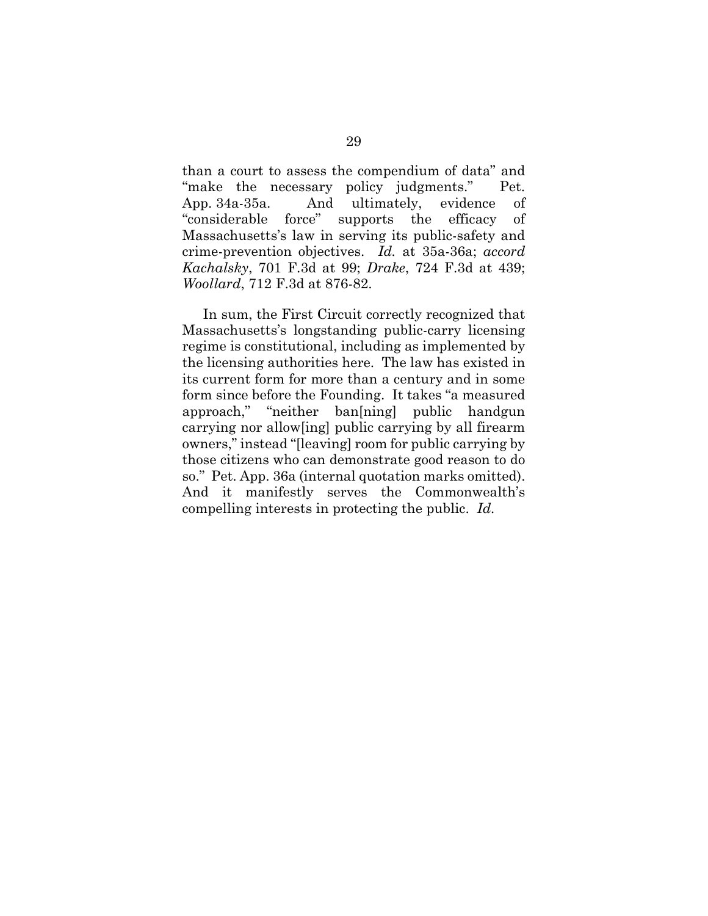than a court to assess the compendium of data" and "make the necessary policy judgments." Pet. App. 34a-35a. And ultimately, evidence of "considerable force" supports the efficacy of Massachusetts's law in serving its public-safety and crime-prevention objectives. *Id.* at 35a-36a; *accord Kachalsky*, 701 F.3d at 99; *Drake*, 724 F.3d at 439; *Woollard*, 712 F.3d at 876-82.

In sum, the First Circuit correctly recognized that Massachusetts's longstanding public-carry licensing regime is constitutional, including as implemented by the licensing authorities here. The law has existed in its current form for more than a century and in some form since before the Founding. It takes "a measured approach," "neither ban[ning] public handgun carrying nor allow[ing] public carrying by all firearm owners," instead "[leaving] room for public carrying by those citizens who can demonstrate good reason to do so." Pet. App. 36a (internal quotation marks omitted). And it manifestly serves the Commonwealth's compelling interests in protecting the public. *Id.*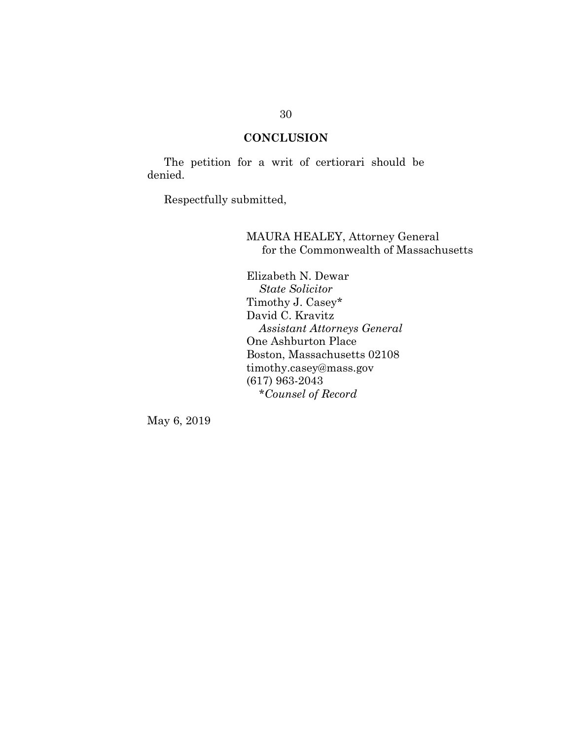## CONCLUSION

The petition for a writ of certiorari should be denied.

Respectfully submitted,

MAURA HEALEY, Attorney General
for the Commonwealth of Massachusetts

Elizabeth N. Dewar
*State Solicitor*
Timothy J. Casey*
David C. Kravitz
*Assistant Attorneys General*
One Ashburton Place
Boston, Massachusetts 02108
timothy.casey@mass.gov
(617) 963-2043
*\*Counsel of Record*

May 6, 2019